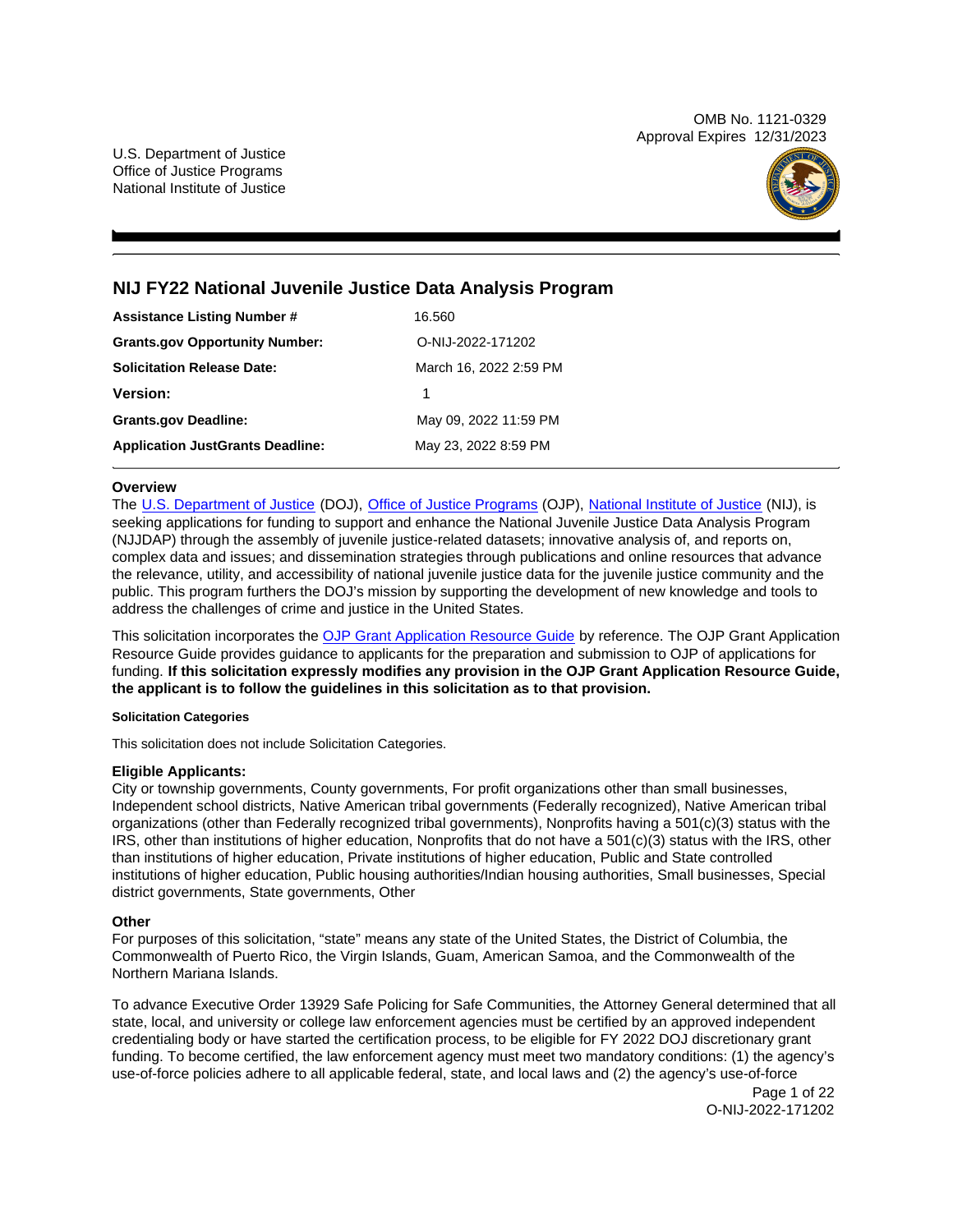OMB No. 1121-0329
Approval Expires 12/31/2023

U.S. Department of Justice
Office of Justice Programs
National Institute of Justice

# NIJ FY22 National Juvenile Justice Data Analysis Program

| | |
|---|---|
| **Assistance Listing Number #** | 16.560 |
| **Grants.gov Opportunity Number:** | O-NIJ-2022-171202 |
| **Solicitation Release Date:** | March 16, 2022 2:59 PM |
| **Version:** | 1 |
| **Grants.gov Deadline:** | May 09, 2022 11:59 PM |
| **Application JustGrants Deadline:** | May 23, 2022 8:59 PM |

### Overview

The U.S. Department of Justice (DOJ), Office of Justice Programs (OJP), National Institute of Justice (NIJ), is seeking applications for funding to support and enhance the National Juvenile Justice Data Analysis Program (NJJDAP) through the assembly of juvenile justice-related datasets; innovative analysis of, and reports on, complex data and issues; and dissemination strategies through publications and online resources that advance the relevance, utility, and accessibility of national juvenile justice data for the juvenile justice community and the public. This program furthers the DOJ's mission by supporting the development of new knowledge and tools to address the challenges of crime and justice in the United States.

This solicitation incorporates the OJP Grant Application Resource Guide by reference. The OJP Grant Application Resource Guide provides guidance to applicants for the preparation and submission to OJP of applications for funding. **If this solicitation expressly modifies any provision in the OJP Grant Application Resource Guide, the applicant is to follow the guidelines in this solicitation as to that provision.**

#### Solicitation Categories

This solicitation does not include Solicitation Categories.

### Eligible Applicants:

City or township governments, County governments, For profit organizations other than small businesses, Independent school districts, Native American tribal governments (Federally recognized), Native American tribal organizations (other than Federally recognized tribal governments), Nonprofits having a 501(c)(3) status with the IRS, other than institutions of higher education, Nonprofits that do not have a 501(c)(3) status with the IRS, other than institutions of higher education, Private institutions of higher education, Public and State controlled institutions of higher education, Public housing authorities/Indian housing authorities, Small businesses, Special district governments, State governments, Other

### Other

For purposes of this solicitation, "state" means any state of the United States, the District of Columbia, the Commonwealth of Puerto Rico, the Virgin Islands, Guam, American Samoa, and the Commonwealth of the Northern Mariana Islands.

To advance Executive Order 13929 Safe Policing for Safe Communities, the Attorney General determined that all state, local, and university or college law enforcement agencies must be certified by an approved independent credentialing body or have started the certification process, to be eligible for FY 2022 DOJ discretionary grant funding. To become certified, the law enforcement agency must meet two mandatory conditions: (1) the agency's use-of-force policies adhere to all applicable federal, state, and local laws and (2) the agency's use-of-force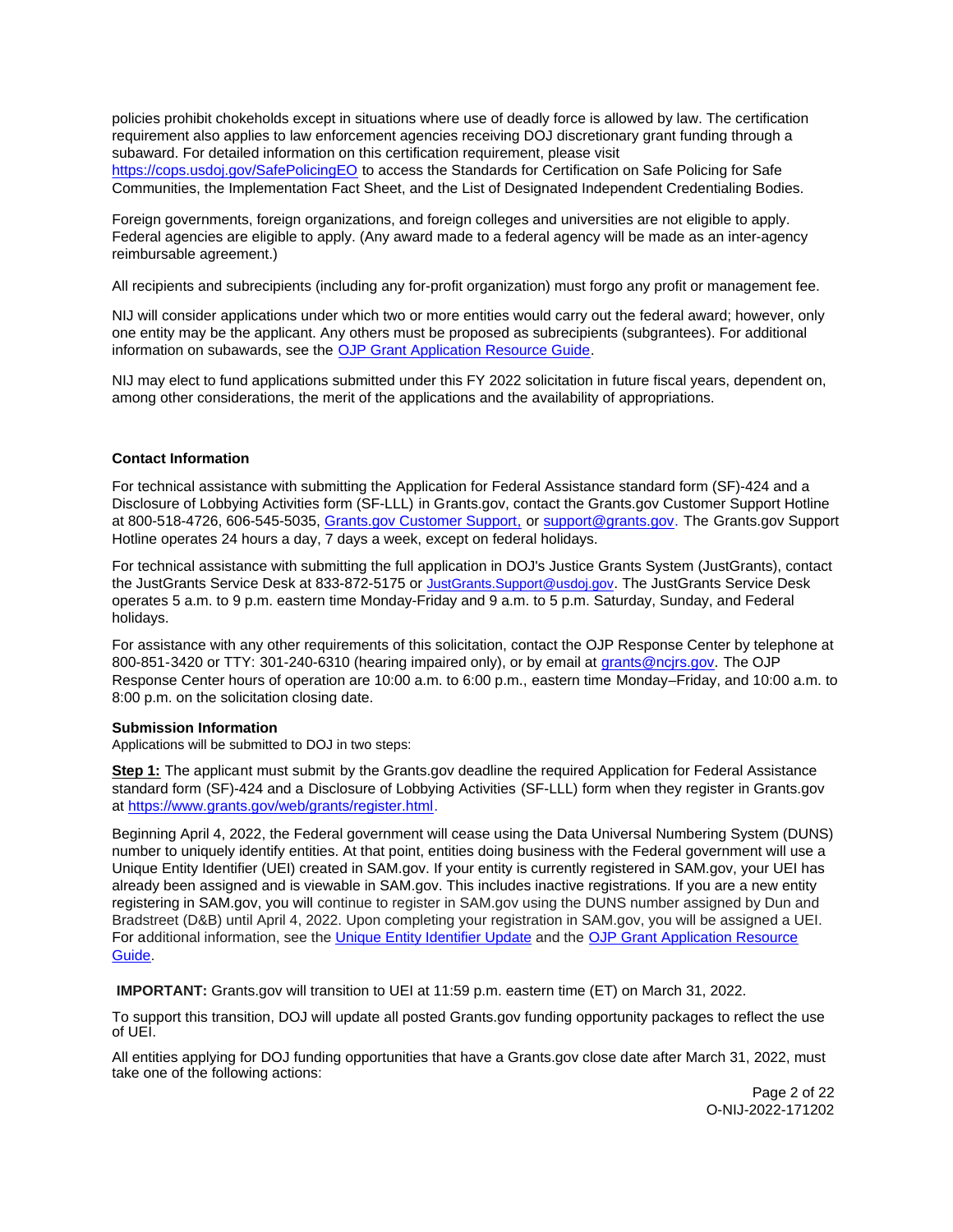policies prohibit chokeholds except in situations where use of deadly force is allowed by law. The certification requirement also applies to law enforcement agencies receiving DOJ discretionary grant funding through a subaward. For detailed information on this certification requirement, please visit https://cops.usdoj.gov/SafePolicingEO to access the Standards for Certification on Safe Policing for Safe Communities, the Implementation Fact Sheet, and the List of Designated Independent Credentialing Bodies.

Foreign governments, foreign organizations, and foreign colleges and universities are not eligible to apply. Federal agencies are eligible to apply. (Any award made to a federal agency will be made as an inter-agency reimbursable agreement.)

All recipients and subrecipients (including any for-profit organization) must forgo any profit or management fee.

NIJ will consider applications under which two or more entities would carry out the federal award; however, only one entity may be the applicant. Any others must be proposed as subrecipients (subgrantees). For additional information on subawards, see the OJP Grant Application Resource Guide.

NIJ may elect to fund applications submitted under this FY 2022 solicitation in future fiscal years, dependent on, among other considerations, the merit of the applications and the availability of appropriations.

### Contact Information

For technical assistance with submitting the Application for Federal Assistance standard form (SF)-424 and a Disclosure of Lobbying Activities form (SF-LLL) in Grants.gov, contact the Grants.gov Customer Support Hotline at 800-518-4726, 606-545-5035, Grants.gov Customer Support, or support@grants.gov. The Grants.gov Support Hotline operates 24 hours a day, 7 days a week, except on federal holidays.

For technical assistance with submitting the full application in DOJ's Justice Grants System (JustGrants), contact the JustGrants Service Desk at 833-872-5175 or JustGrants.Support@usdoj.gov. The JustGrants Service Desk operates 5 a.m. to 9 p.m. eastern time Monday-Friday and 9 a.m. to 5 p.m. Saturday, Sunday, and Federal holidays.

For assistance with any other requirements of this solicitation, contact the OJP Response Center by telephone at 800-851-3420 or TTY: 301-240-6310 (hearing impaired only), or by email at grants@ncjrs.gov. The OJP Response Center hours of operation are 10:00 a.m. to 6:00 p.m., eastern time Monday–Friday, and 10:00 a.m. to 8:00 p.m. on the solicitation closing date.

### Submission Information

Applications will be submitted to DOJ in two steps:

**Step 1:** The applicant must submit by the Grants.gov deadline the required Application for Federal Assistance standard form (SF)-424 and a Disclosure of Lobbying Activities (SF-LLL) form when they register in Grants.gov at https://www.grants.gov/web/grants/register.html.

Beginning April 4, 2022, the Federal government will cease using the Data Universal Numbering System (DUNS) number to uniquely identify entities. At that point, entities doing business with the Federal government will use a Unique Entity Identifier (UEI) created in SAM.gov. If your entity is currently registered in SAM.gov, your UEI has already been assigned and is viewable in SAM.gov. This includes inactive registrations. If you are a new entity registering in SAM.gov, you will continue to register in SAM.gov using the DUNS number assigned by Dun and Bradstreet (D&B) until April 4, 2022. Upon completing your registration in SAM.gov, you will be assigned a UEI. For additional information, see the Unique Entity Identifier Update and the OJP Grant Application Resource Guide.

**IMPORTANT:** Grants.gov will transition to UEI at 11:59 p.m. eastern time (ET) on March 31, 2022.

To support this transition, DOJ will update all posted Grants.gov funding opportunity packages to reflect the use of UEI.

All entities applying for DOJ funding opportunities that have a Grants.gov close date after March 31, 2022, must take one of the following actions: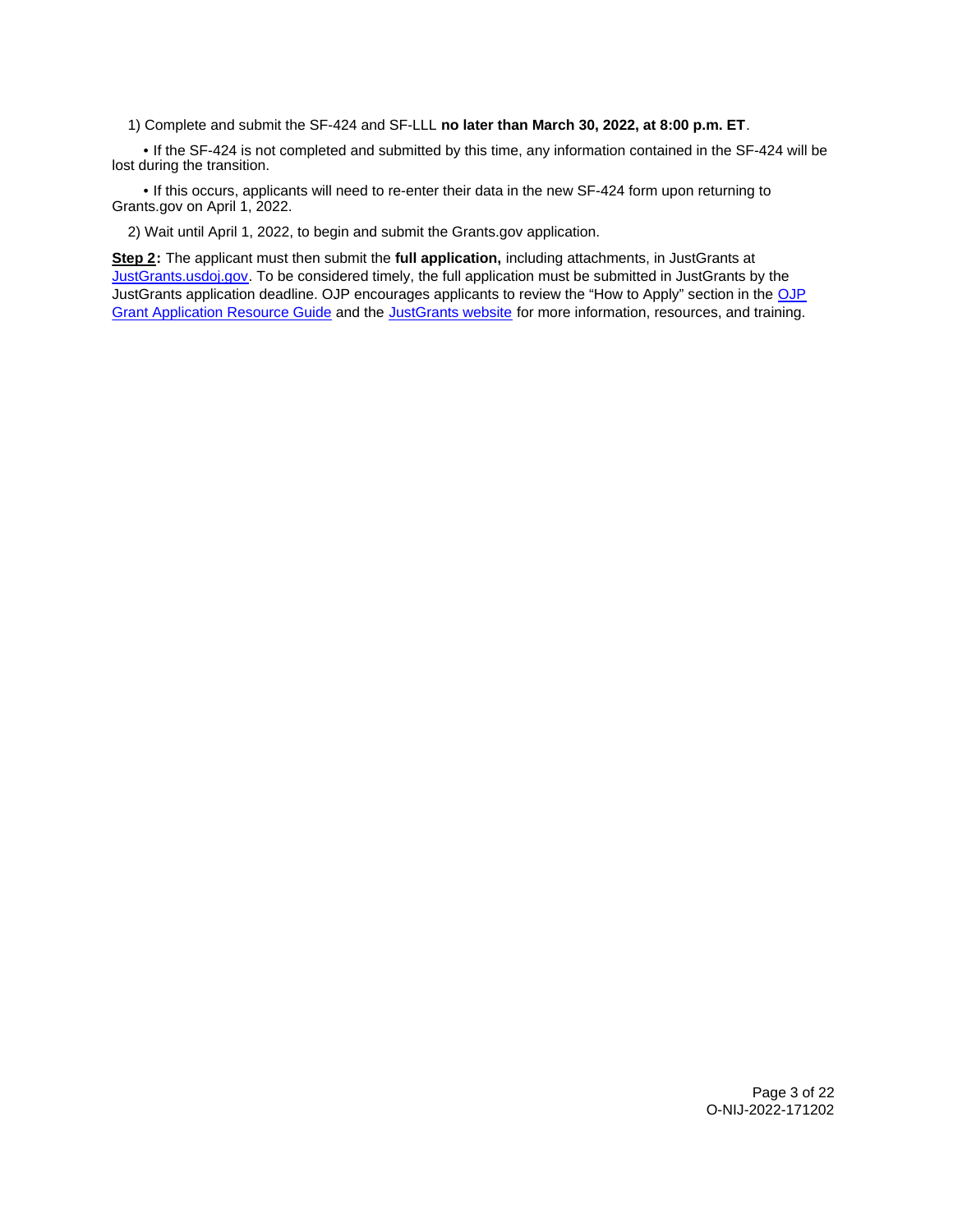1) Complete and submit the SF-424 and SF-LLL **no later than March 30, 2022, at 8:00 p.m. ET**.

• If the SF-424 is not completed and submitted by this time, any information contained in the SF-424 will be lost during the transition.

• If this occurs, applicants will need to re-enter their data in the new SF-424 form upon returning to Grants.gov on April 1, 2022.

2) Wait until April 1, 2022, to begin and submit the Grants.gov application.

**Step 2:** The applicant must then submit the **full application,** including attachments, in JustGrants at [JustGrants.usdoj.gov](JustGrants.usdoj.gov). To be considered timely, the full application must be submitted in JustGrants by the JustGrants application deadline. OJP encourages applicants to review the "How to Apply" section in the [OJP Grant Application Resource Guide]() and the [JustGrants website]() for more information, resources, and training.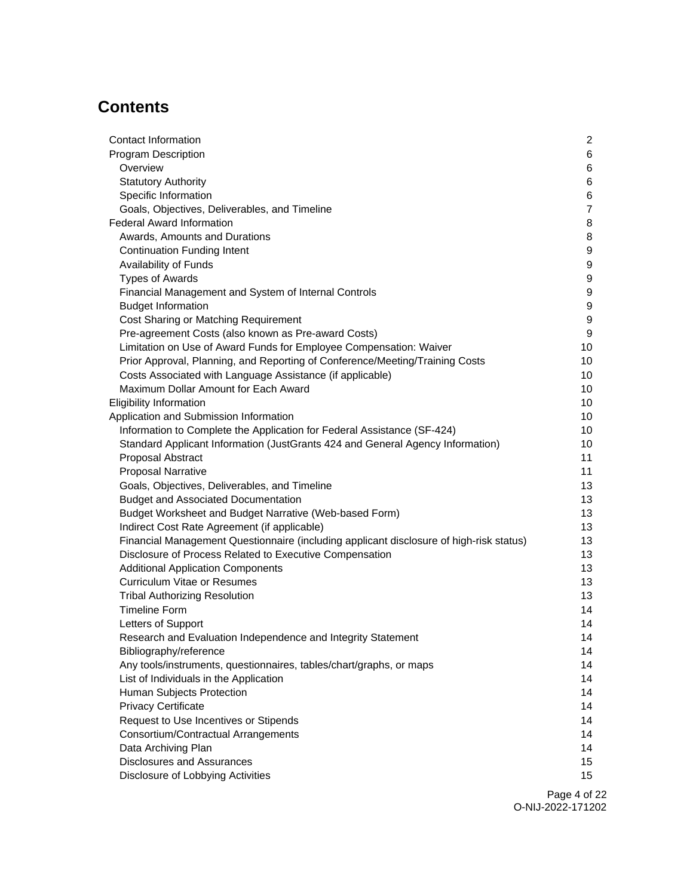# Contents

| | |
|---|---|
| Contact Information | 2 |
| Program Description | 6 |
| Overview | 6 |
| Statutory Authority | 6 |
| Specific Information | 6 |
| Goals, Objectives, Deliverables, and Timeline | 7 |
| Federal Award Information | 8 |
| Awards, Amounts and Durations | 8 |
| Continuation Funding Intent | 9 |
| Availability of Funds | 9 |
| Types of Awards | 9 |
| Financial Management and System of Internal Controls | 9 |
| Budget Information | 9 |
| Cost Sharing or Matching Requirement | 9 |
| Pre-agreement Costs (also known as Pre-award Costs) | 9 |
| Limitation on Use of Award Funds for Employee Compensation: Waiver | 10 |
| Prior Approval, Planning, and Reporting of Conference/Meeting/Training Costs | 10 |
| Costs Associated with Language Assistance (if applicable) | 10 |
| Maximum Dollar Amount for Each Award | 10 |
| Eligibility Information | 10 |
| Application and Submission Information | 10 |
| Information to Complete the Application for Federal Assistance (SF-424) | 10 |
| Standard Applicant Information (JustGrants 424 and General Agency Information) | 10 |
| Proposal Abstract | 11 |
| Proposal Narrative | 11 |
| Goals, Objectives, Deliverables, and Timeline | 13 |
| Budget and Associated Documentation | 13 |
| Budget Worksheet and Budget Narrative (Web-based Form) | 13 |
| Indirect Cost Rate Agreement (if applicable) | 13 |
| Financial Management Questionnaire (including applicant disclosure of high-risk status) | 13 |
| Disclosure of Process Related to Executive Compensation | 13 |
| Additional Application Components | 13 |
| Curriculum Vitae or Resumes | 13 |
| Tribal Authorizing Resolution | 13 |
| Timeline Form | 14 |
| Letters of Support | 14 |
| Research and Evaluation Independence and Integrity Statement | 14 |
| Bibliography/reference | 14 |
| Any tools/instruments, questionnaires, tables/chart/graphs, or maps | 14 |
| List of Individuals in the Application | 14 |
| Human Subjects Protection | 14 |
| Privacy Certificate | 14 |
| Request to Use Incentives or Stipends | 14 |
| Consortium/Contractual Arrangements | 14 |
| Data Archiving Plan | 14 |
| Disclosures and Assurances | 15 |
| Disclosure of Lobbying Activities | 15 |

O-NIJ-2022-171202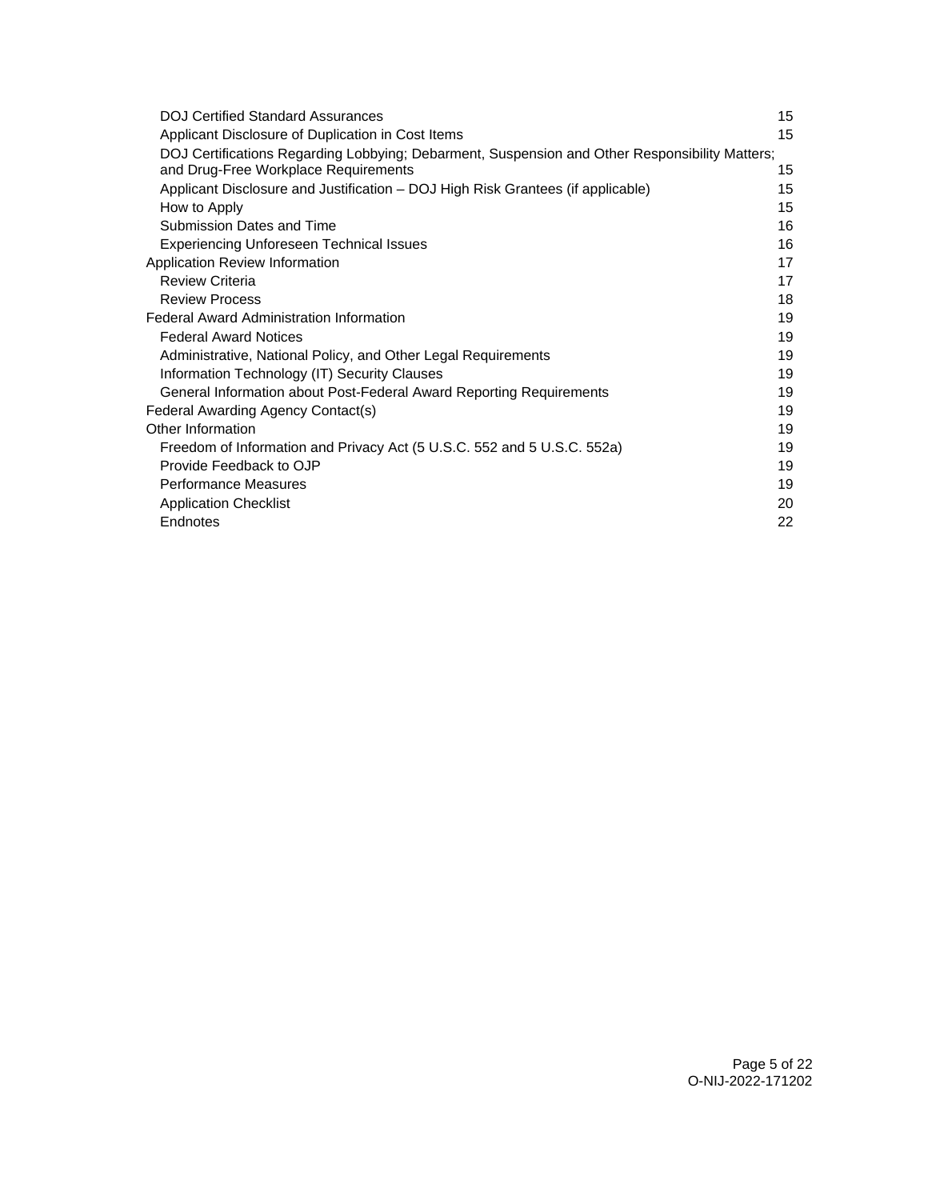| | |
|---|---|
| DOJ Certified Standard Assurances | 15 |
| Applicant Disclosure of Duplication in Cost Items | 15 |
| DOJ Certifications Regarding Lobbying; Debarment, Suspension and Other Responsibility Matters; and Drug-Free Workplace Requirements | 15 |
| Applicant Disclosure and Justification – DOJ High Risk Grantees (if applicable) | 15 |
| How to Apply | 15 |
| Submission Dates and Time | 16 |
| Experiencing Unforeseen Technical Issues | 16 |
| Application Review Information | 17 |
| Review Criteria | 17 |
| Review Process | 18 |
| Federal Award Administration Information | 19 |
| Federal Award Notices | 19 |
| Administrative, National Policy, and Other Legal Requirements | 19 |
| Information Technology (IT) Security Clauses | 19 |
| General Information about Post-Federal Award Reporting Requirements | 19 |
| Federal Awarding Agency Contact(s) | 19 |
| Other Information | 19 |
| Freedom of Information and Privacy Act (5 U.S.C. 552 and 5 U.S.C. 552a) | 19 |
| Provide Feedback to OJP | 19 |
| Performance Measures | 19 |
| Application Checklist | 20 |
| Endnotes | 22 |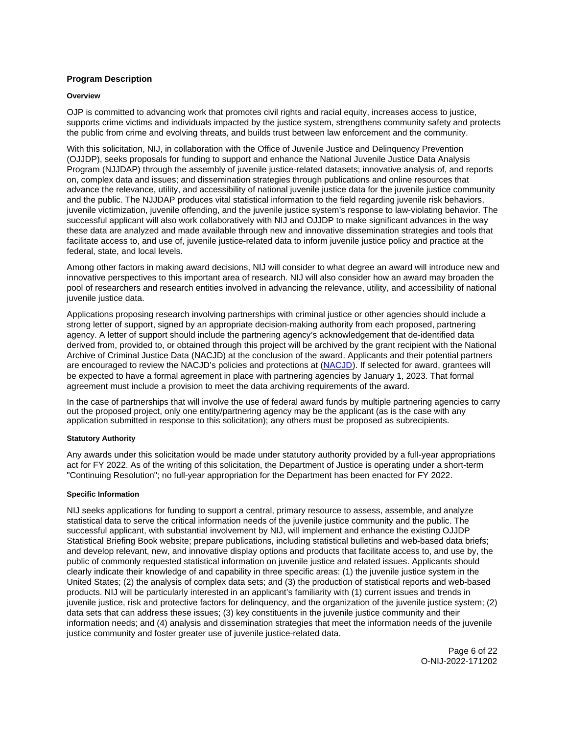## Program Description

### Overview

OJP is committed to advancing work that promotes civil rights and racial equity, increases access to justice, supports crime victims and individuals impacted by the justice system, strengthens community safety and protects the public from crime and evolving threats, and builds trust between law enforcement and the community.

With this solicitation, NIJ, in collaboration with the Office of Juvenile Justice and Delinquency Prevention (OJJDP), seeks proposals for funding to support and enhance the National Juvenile Justice Data Analysis Program (NJJDAP) through the assembly of juvenile justice-related datasets; innovative analysis of, and reports on, complex data and issues; and dissemination strategies through publications and online resources that advance the relevance, utility, and accessibility of national juvenile justice data for the juvenile justice community and the public. The NJJDAP produces vital statistical information to the field regarding juvenile risk behaviors, juvenile victimization, juvenile offending, and the juvenile justice system's response to law-violating behavior. The successful applicant will also work collaboratively with NIJ and OJJDP to make significant advances in the way these data are analyzed and made available through new and innovative dissemination strategies and tools that facilitate access to, and use of, juvenile justice-related data to inform juvenile justice policy and practice at the federal, state, and local levels.

Among other factors in making award decisions, NIJ will consider to what degree an award will introduce new and innovative perspectives to this important area of research. NIJ will also consider how an award may broaden the pool of researchers and research entities involved in advancing the relevance, utility, and accessibility of national juvenile justice data.

Applications proposing research involving partnerships with criminal justice or other agencies should include a strong letter of support, signed by an appropriate decision-making authority from each proposed, partnering agency. A letter of support should include the partnering agency's acknowledgement that de-identified data derived from, provided to, or obtained through this project will be archived by the grant recipient with the National Archive of Criminal Justice Data (NACJD) at the conclusion of the award. Applicants and their potential partners are encouraged to review the NACJD's policies and protections at (NACJD). If selected for award, grantees will be expected to have a formal agreement in place with partnering agencies by January 1, 2023. That formal agreement must include a provision to meet the data archiving requirements of the award.

In the case of partnerships that will involve the use of federal award funds by multiple partnering agencies to carry out the proposed project, only one entity/partnering agency may be the applicant (as is the case with any application submitted in response to this solicitation); any others must be proposed as subrecipients.

### Statutory Authority

Any awards under this solicitation would be made under statutory authority provided by a full-year appropriations act for FY 2022. As of the writing of this solicitation, the Department of Justice is operating under a short-term "Continuing Resolution"; no full-year appropriation for the Department has been enacted for FY 2022.

### Specific Information

NIJ seeks applications for funding to support a central, primary resource to assess, assemble, and analyze statistical data to serve the critical information needs of the juvenile justice community and the public. The successful applicant, with substantial involvement by NIJ, will implement and enhance the existing OJJDP Statistical Briefing Book website; prepare publications, including statistical bulletins and web-based data briefs; and develop relevant, new, and innovative display options and products that facilitate access to, and use by, the public of commonly requested statistical information on juvenile justice and related issues. Applicants should clearly indicate their knowledge of and capability in three specific areas: (1) the juvenile justice system in the United States; (2) the analysis of complex data sets; and (3) the production of statistical reports and web-based products. NIJ will be particularly interested in an applicant's familiarity with (1) current issues and trends in juvenile justice, risk and protective factors for delinquency, and the organization of the juvenile justice system; (2) data sets that can address these issues; (3) key constituents in the juvenile justice community and their information needs; and (4) analysis and dissemination strategies that meet the information needs of the juvenile justice community and foster greater use of juvenile justice-related data.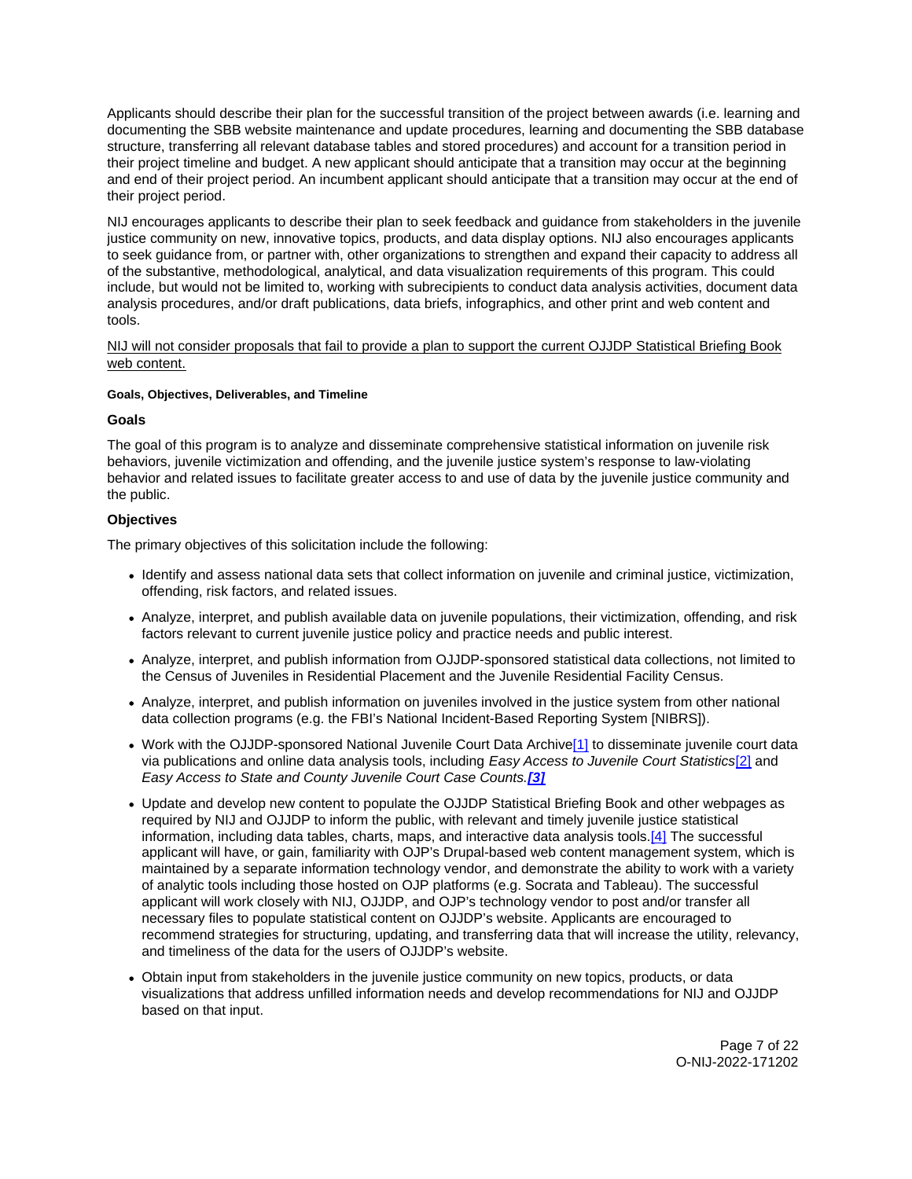Applicants should describe their plan for the successful transition of the project between awards (i.e. learning and documenting the SBB website maintenance and update procedures, learning and documenting the SBB database structure, transferring all relevant database tables and stored procedures) and account for a transition period in their project timeline and budget. A new applicant should anticipate that a transition may occur at the beginning and end of their project period. An incumbent applicant should anticipate that a transition may occur at the end of their project period.

NIJ encourages applicants to describe their plan to seek feedback and guidance from stakeholders in the juvenile justice community on new, innovative topics, products, and data display options. NIJ also encourages applicants to seek guidance from, or partner with, other organizations to strengthen and expand their capacity to address all of the substantive, methodological, analytical, and data visualization requirements of this program. This could include, but would not be limited to, working with subrecipients to conduct data analysis activities, document data analysis procedures, and/or draft publications, data briefs, infographics, and other print and web content and tools.

<u>NIJ will not consider proposals that fail to provide a plan to support the current OJJDP Statistical Briefing Book web content.</u>

#### Goals, Objectives, Deliverables, and Timeline

**Goals**

The goal of this program is to analyze and disseminate comprehensive statistical information on juvenile risk behaviors, juvenile victimization and offending, and the juvenile justice system's response to law-violating behavior and related issues to facilitate greater access to and use of data by the juvenile justice community and the public.

**Objectives**

The primary objectives of this solicitation include the following:

- Identify and assess national data sets that collect information on juvenile and criminal justice, victimization, offending, risk factors, and related issues.
- Analyze, interpret, and publish available data on juvenile populations, their victimization, offending, and risk factors relevant to current juvenile justice policy and practice needs and public interest.
- Analyze, interpret, and publish information from OJJDP-sponsored statistical data collections, not limited to the Census of Juveniles in Residential Placement and the Juvenile Residential Facility Census.
- Analyze, interpret, and publish information on juveniles involved in the justice system from other national data collection programs (e.g. the FBI's National Incident-Based Reporting System [NIBRS]).
- Work with the OJJDP-sponsored National Juvenile Court Data Archive[1] to disseminate juvenile court data via publications and online data analysis tools, including *Easy Access to Juvenile Court Statistics*[2] and *Easy Access to State and County Juvenile Court Case Counts.*[3]
- Update and develop new content to populate the OJJDP Statistical Briefing Book and other webpages as required by NIJ and OJJDP to inform the public, with relevant and timely juvenile justice statistical information, including data tables, charts, maps, and interactive data analysis tools.[4] The successful applicant will have, or gain, familiarity with OJP's Drupal-based web content management system, which is maintained by a separate information technology vendor, and demonstrate the ability to work with a variety of analytic tools including those hosted on OJP platforms (e.g. Socrata and Tableau). The successful applicant will work closely with NIJ, OJJDP, and OJP's technology vendor to post and/or transfer all necessary files to populate statistical content on OJJDP's website. Applicants are encouraged to recommend strategies for structuring, updating, and transferring data that will increase the utility, relevancy, and timeliness of the data for the users of OJJDP's website.
- Obtain input from stakeholders in the juvenile justice community on new topics, products, or data visualizations that address unfilled information needs and develop recommendations for NIJ and OJJDP based on that input.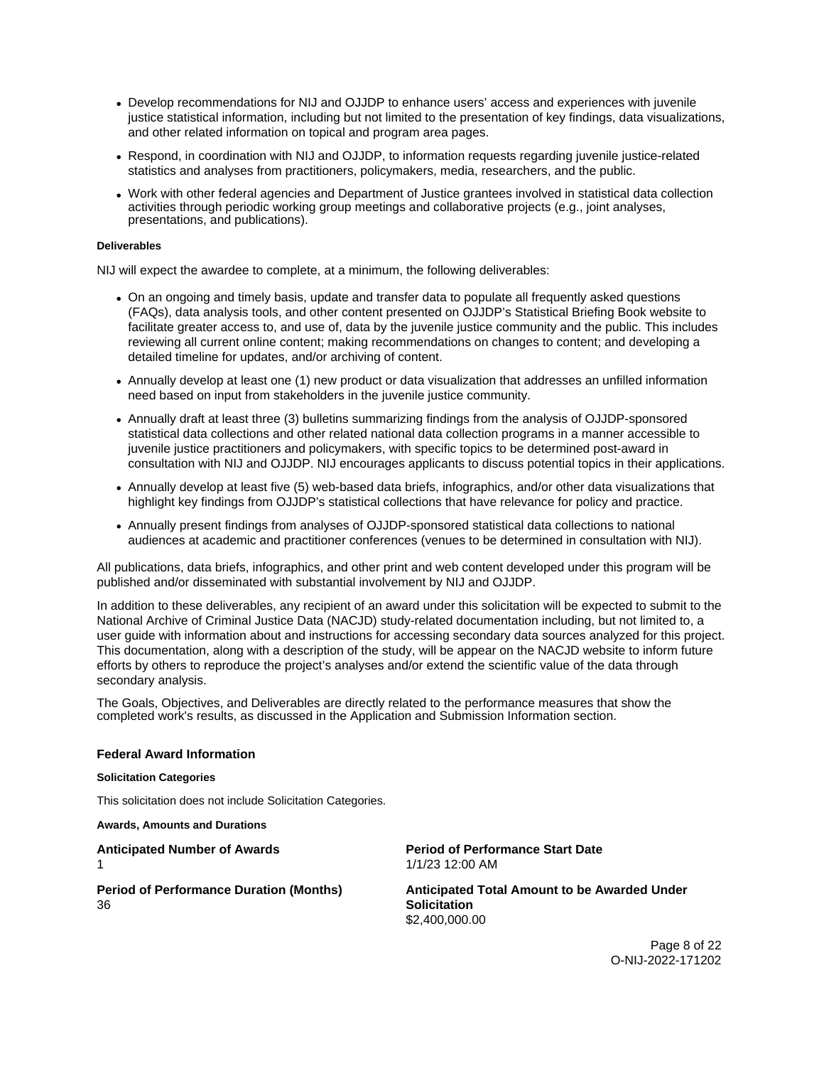- Develop recommendations for NIJ and OJJDP to enhance users' access and experiences with juvenile justice statistical information, including but not limited to the presentation of key findings, data visualizations, and other related information on topical and program area pages.
- Respond, in coordination with NIJ and OJJDP, to information requests regarding juvenile justice-related statistics and analyses from practitioners, policymakers, media, researchers, and the public.
- Work with other federal agencies and Department of Justice grantees involved in statistical data collection activities through periodic working group meetings and collaborative projects (e.g., joint analyses, presentations, and publications).

#### Deliverables

NIJ will expect the awardee to complete, at a minimum, the following deliverables:

- On an ongoing and timely basis, update and transfer data to populate all frequently asked questions (FAQs), data analysis tools, and other content presented on OJJDP's Statistical Briefing Book website to facilitate greater access to, and use of, data by the juvenile justice community and the public. This includes reviewing all current online content; making recommendations on changes to content; and developing a detailed timeline for updates, and/or archiving of content.
- Annually develop at least one (1) new product or data visualization that addresses an unfilled information need based on input from stakeholders in the juvenile justice community.
- Annually draft at least three (3) bulletins summarizing findings from the analysis of OJJDP-sponsored statistical data collections and other related national data collection programs in a manner accessible to juvenile justice practitioners and policymakers, with specific topics to be determined post-award in consultation with NIJ and OJJDP. NIJ encourages applicants to discuss potential topics in their applications.
- Annually develop at least five (5) web-based data briefs, infographics, and/or other data visualizations that highlight key findings from OJJDP's statistical collections that have relevance for policy and practice.
- Annually present findings from analyses of OJJDP-sponsored statistical data collections to national audiences at academic and practitioner conferences (venues to be determined in consultation with NIJ).

All publications, data briefs, infographics, and other print and web content developed under this program will be published and/or disseminated with substantial involvement by NIJ and OJJDP.

In addition to these deliverables, any recipient of an award under this solicitation will be expected to submit to the National Archive of Criminal Justice Data (NACJD) study-related documentation including, but not limited to, a user guide with information about and instructions for accessing secondary data sources analyzed for this project. This documentation, along with a description of the study, will be appear on the NACJD website to inform future efforts by others to reproduce the project's analyses and/or extend the scientific value of the data through secondary analysis.

The Goals, Objectives, and Deliverables are directly related to the performance measures that show the completed work's results, as discussed in the Application and Submission Information section.

### Federal Award Information

#### Solicitation Categories

This solicitation does not include Solicitation Categories.

#### Awards, Amounts and Durations

**Anticipated Number of Awards**
1

**Period of Performance Start Date**
1/1/23 12:00 AM

**Period of Performance Duration (Months)**
36

**Anticipated Total Amount to be Awarded Under Solicitation**
$2,400,000.00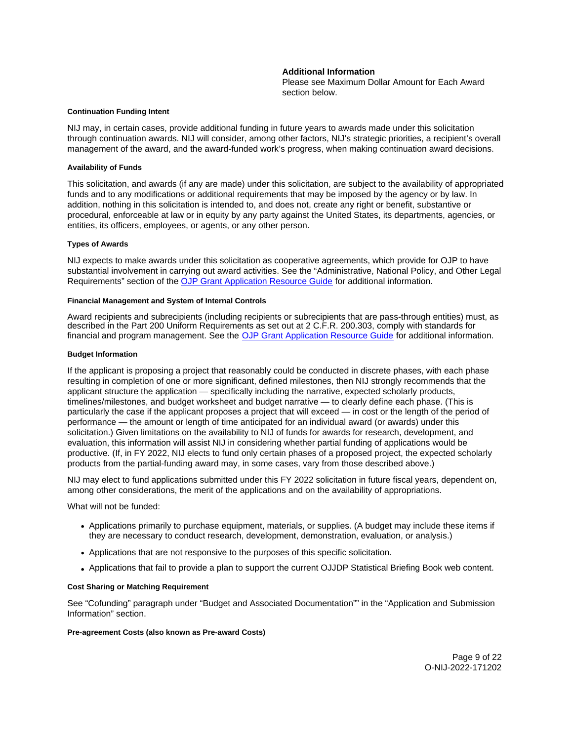**Additional Information**
Please see Maximum Dollar Amount for Each Award section below.

#### Continuation Funding Intent

NIJ may, in certain cases, provide additional funding in future years to awards made under this solicitation through continuation awards. NIJ will consider, among other factors, NIJ's strategic priorities, a recipient's overall management of the award, and the award-funded work's progress, when making continuation award decisions.

#### Availability of Funds

This solicitation, and awards (if any are made) under this solicitation, are subject to the availability of appropriated funds and to any modifications or additional requirements that may be imposed by the agency or by law. In addition, nothing in this solicitation is intended to, and does not, create any right or benefit, substantive or procedural, enforceable at law or in equity by any party against the United States, its departments, agencies, or entities, its officers, employees, or agents, or any other person.

#### Types of Awards

NIJ expects to make awards under this solicitation as cooperative agreements, which provide for OJP to have substantial involvement in carrying out award activities. See the "Administrative, National Policy, and Other Legal Requirements" section of the OJP Grant Application Resource Guide for additional information.

#### Financial Management and System of Internal Controls

Award recipients and subrecipients (including recipients or subrecipients that are pass-through entities) must, as described in the Part 200 Uniform Requirements as set out at 2 C.F.R. 200.303, comply with standards for financial and program management. See the OJP Grant Application Resource Guide for additional information.

#### Budget Information

If the applicant is proposing a project that reasonably could be conducted in discrete phases, with each phase resulting in completion of one or more significant, defined milestones, then NIJ strongly recommends that the applicant structure the application — specifically including the narrative, expected scholarly products, timelines/milestones, and budget worksheet and budget narrative — to clearly define each phase. (This is particularly the case if the applicant proposes a project that will exceed — in cost or the length of the period of performance — the amount or length of time anticipated for an individual award (or awards) under this solicitation.) Given limitations on the availability to NIJ of funds for awards for research, development, and evaluation, this information will assist NIJ in considering whether partial funding of applications would be productive. (If, in FY 2022, NIJ elects to fund only certain phases of a proposed project, the expected scholarly products from the partial-funding award may, in some cases, vary from those described above.)

NIJ may elect to fund applications submitted under this FY 2022 solicitation in future fiscal years, dependent on, among other considerations, the merit of the applications and on the availability of appropriations.

What will not be funded:

- Applications primarily to purchase equipment, materials, or supplies. (A budget may include these items if they are necessary to conduct research, development, demonstration, evaluation, or analysis.)
- Applications that are not responsive to the purposes of this specific solicitation.
- Applications that fail to provide a plan to support the current OJJDP Statistical Briefing Book web content.

#### Cost Sharing or Matching Requirement

See "Cofunding" paragraph under "Budget and Associated Documentation"" in the "Application and Submission Information" section.

#### Pre-agreement Costs (also known as Pre-award Costs)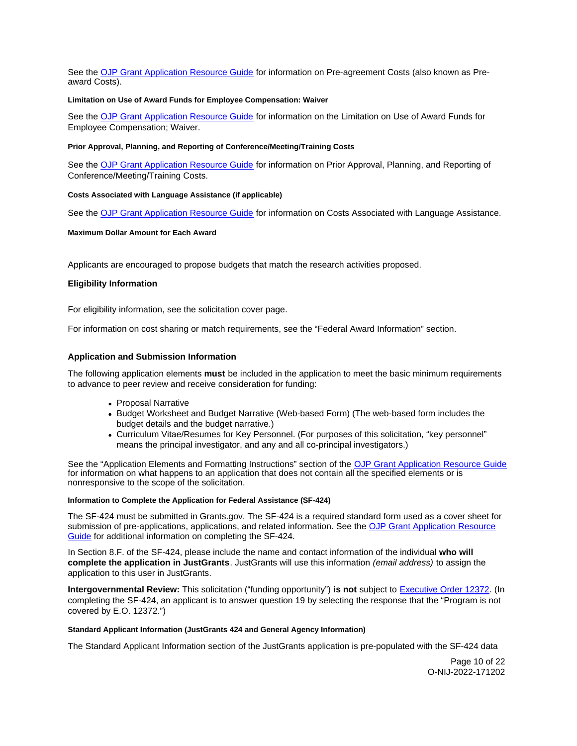See the OJP Grant Application Resource Guide for information on Pre-agreement Costs (also known as Pre-award Costs).

#### Limitation on Use of Award Funds for Employee Compensation: Waiver

See the OJP Grant Application Resource Guide for information on the Limitation on Use of Award Funds for Employee Compensation; Waiver.

#### Prior Approval, Planning, and Reporting of Conference/Meeting/Training Costs

See the OJP Grant Application Resource Guide for information on Prior Approval, Planning, and Reporting of Conference/Meeting/Training Costs.

#### Costs Associated with Language Assistance (if applicable)

See the OJP Grant Application Resource Guide for information on Costs Associated with Language Assistance.

#### Maximum Dollar Amount for Each Award

Applicants are encouraged to propose budgets that match the research activities proposed.

### Eligibility Information

For eligibility information, see the solicitation cover page.

For information on cost sharing or match requirements, see the "Federal Award Information" section.

### Application and Submission Information

The following application elements **must** be included in the application to meet the basic minimum requirements to advance to peer review and receive consideration for funding:

- Proposal Narrative
- Budget Worksheet and Budget Narrative (Web-based Form) (The web-based form includes the budget details and the budget narrative.)
- Curriculum Vitae/Resumes for Key Personnel. (For purposes of this solicitation, "key personnel" means the principal investigator, and any and all co-principal investigators.)

See the "Application Elements and Formatting Instructions" section of the OJP Grant Application Resource Guide for information on what happens to an application that does not contain all the specified elements or is nonresponsive to the scope of the solicitation.

#### Information to Complete the Application for Federal Assistance (SF-424)

The SF-424 must be submitted in Grants.gov. The SF-424 is a required standard form used as a cover sheet for submission of pre-applications, applications, and related information. See the OJP Grant Application Resource Guide for additional information on completing the SF-424.

In Section 8.F. of the SF-424, please include the name and contact information of the individual **who will complete the application in JustGrants**. JustGrants will use this information *(email address)* to assign the application to this user in JustGrants.

**Intergovernmental Review:** This solicitation ("funding opportunity") **is not** subject to Executive Order 12372. (In completing the SF-424, an applicant is to answer question 19 by selecting the response that the "Program is not covered by E.O. 12372.")

#### Standard Applicant Information (JustGrants 424 and General Agency Information)

The Standard Applicant Information section of the JustGrants application is pre-populated with the SF-424 data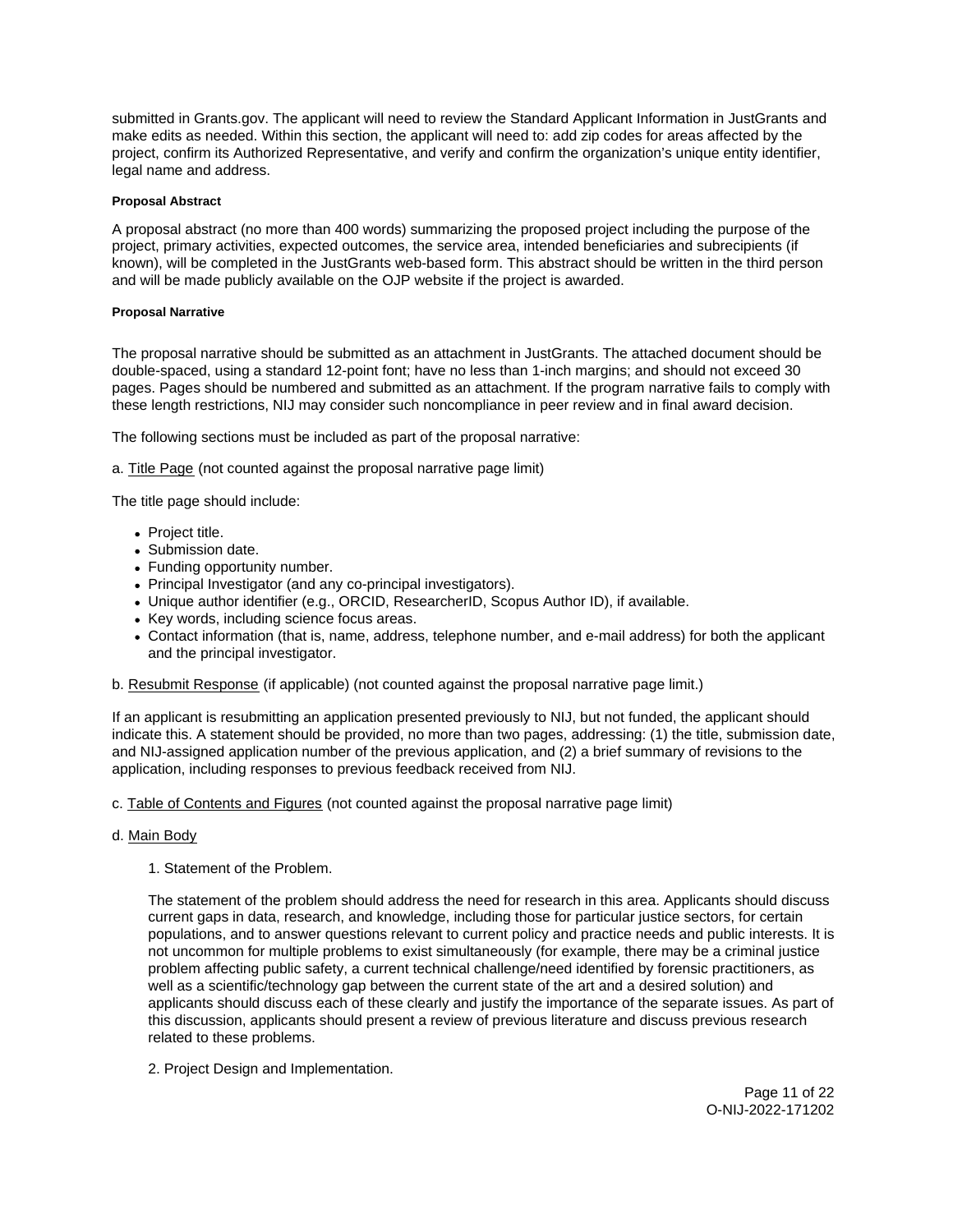submitted in Grants.gov. The applicant will need to review the Standard Applicant Information in JustGrants and make edits as needed. Within this section, the applicant will need to: add zip codes for areas affected by the project, confirm its Authorized Representative, and verify and confirm the organization's unique entity identifier, legal name and address.

#### Proposal Abstract

A proposal abstract (no more than 400 words) summarizing the proposed project including the purpose of the project, primary activities, expected outcomes, the service area, intended beneficiaries and subrecipients (if known), will be completed in the JustGrants web-based form. This abstract should be written in the third person and will be made publicly available on the OJP website if the project is awarded.

#### Proposal Narrative

The proposal narrative should be submitted as an attachment in JustGrants. The attached document should be double-spaced, using a standard 12-point font; have no less than 1-inch margins; and should not exceed 30 pages. Pages should be numbered and submitted as an attachment. If the program narrative fails to comply with these length restrictions, NIJ may consider such noncompliance in peer review and in final award decision.

The following sections must be included as part of the proposal narrative:

a. Title Page (not counted against the proposal narrative page limit)

The title page should include:

- Project title.
- Submission date.
- Funding opportunity number.
- Principal Investigator (and any co-principal investigators).
- Unique author identifier (e.g., ORCID, ResearcherID, Scopus Author ID), if available.
- Key words, including science focus areas.
- Contact information (that is, name, address, telephone number, and e-mail address) for both the applicant and the principal investigator.

b. Resubmit Response (if applicable) (not counted against the proposal narrative page limit.)

If an applicant is resubmitting an application presented previously to NIJ, but not funded, the applicant should indicate this. A statement should be provided, no more than two pages, addressing: (1) the title, submission date, and NIJ-assigned application number of the previous application, and (2) a brief summary of revisions to the application, including responses to previous feedback received from NIJ.

c. Table of Contents and Figures (not counted against the proposal narrative page limit)

d. Main Body

1. Statement of the Problem.

The statement of the problem should address the need for research in this area. Applicants should discuss current gaps in data, research, and knowledge, including those for particular justice sectors, for certain populations, and to answer questions relevant to current policy and practice needs and public interests. It is not uncommon for multiple problems to exist simultaneously (for example, there may be a criminal justice problem affecting public safety, a current technical challenge/need identified by forensic practitioners, as well as a scientific/technology gap between the current state of the art and a desired solution) and applicants should discuss each of these clearly and justify the importance of the separate issues. As part of this discussion, applicants should present a review of previous literature and discuss previous research related to these problems.

2. Project Design and Implementation.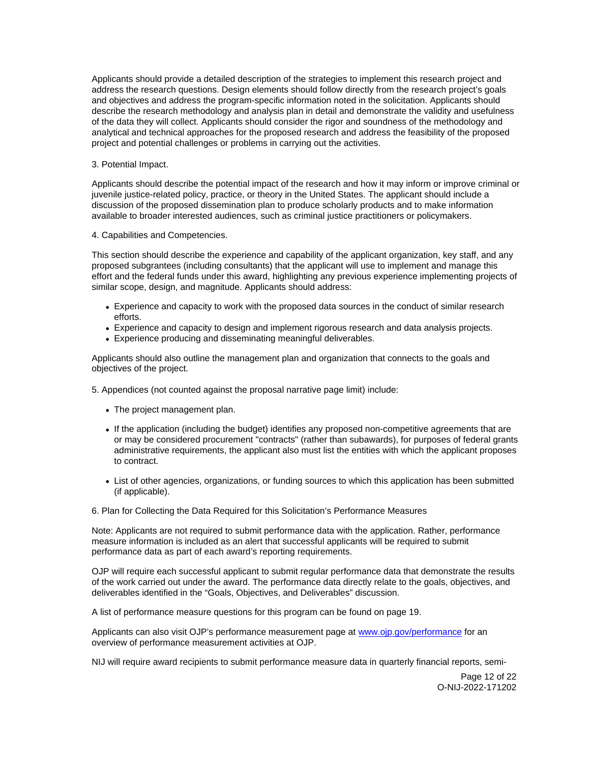Applicants should provide a detailed description of the strategies to implement this research project and address the research questions. Design elements should follow directly from the research project's goals and objectives and address the program-specific information noted in the solicitation. Applicants should describe the research methodology and analysis plan in detail and demonstrate the validity and usefulness of the data they will collect. Applicants should consider the rigor and soundness of the methodology and analytical and technical approaches for the proposed research and address the feasibility of the proposed project and potential challenges or problems in carrying out the activities.

3. Potential Impact.

Applicants should describe the potential impact of the research and how it may inform or improve criminal or juvenile justice-related policy, practice, or theory in the United States. The applicant should include a discussion of the proposed dissemination plan to produce scholarly products and to make information available to broader interested audiences, such as criminal justice practitioners or policymakers.

4. Capabilities and Competencies.

This section should describe the experience and capability of the applicant organization, key staff, and any proposed subgrantees (including consultants) that the applicant will use to implement and manage this effort and the federal funds under this award, highlighting any previous experience implementing projects of similar scope, design, and magnitude. Applicants should address:

- Experience and capacity to work with the proposed data sources in the conduct of similar research efforts.
- Experience and capacity to design and implement rigorous research and data analysis projects.
- Experience producing and disseminating meaningful deliverables.

Applicants should also outline the management plan and organization that connects to the goals and objectives of the project.

5. Appendices (not counted against the proposal narrative page limit) include:

- The project management plan.
- If the application (including the budget) identifies any proposed non-competitive agreements that are or may be considered procurement "contracts" (rather than subawards), for purposes of federal grants administrative requirements, the applicant also must list the entities with which the applicant proposes to contract.
- List of other agencies, organizations, or funding sources to which this application has been submitted (if applicable).

6. Plan for Collecting the Data Required for this Solicitation's Performance Measures

Note: Applicants are not required to submit performance data with the application. Rather, performance measure information is included as an alert that successful applicants will be required to submit performance data as part of each award's reporting requirements.

OJP will require each successful applicant to submit regular performance data that demonstrate the results of the work carried out under the award. The performance data directly relate to the goals, objectives, and deliverables identified in the "Goals, Objectives, and Deliverables" discussion.

A list of performance measure questions for this program can be found on page 19.

Applicants can also visit OJP's performance measurement page at [www.ojp.gov/performance](www.ojp.gov/performance) for an overview of performance measurement activities at OJP.

NIJ will require award recipients to submit performance measure data in quarterly financial reports, semi-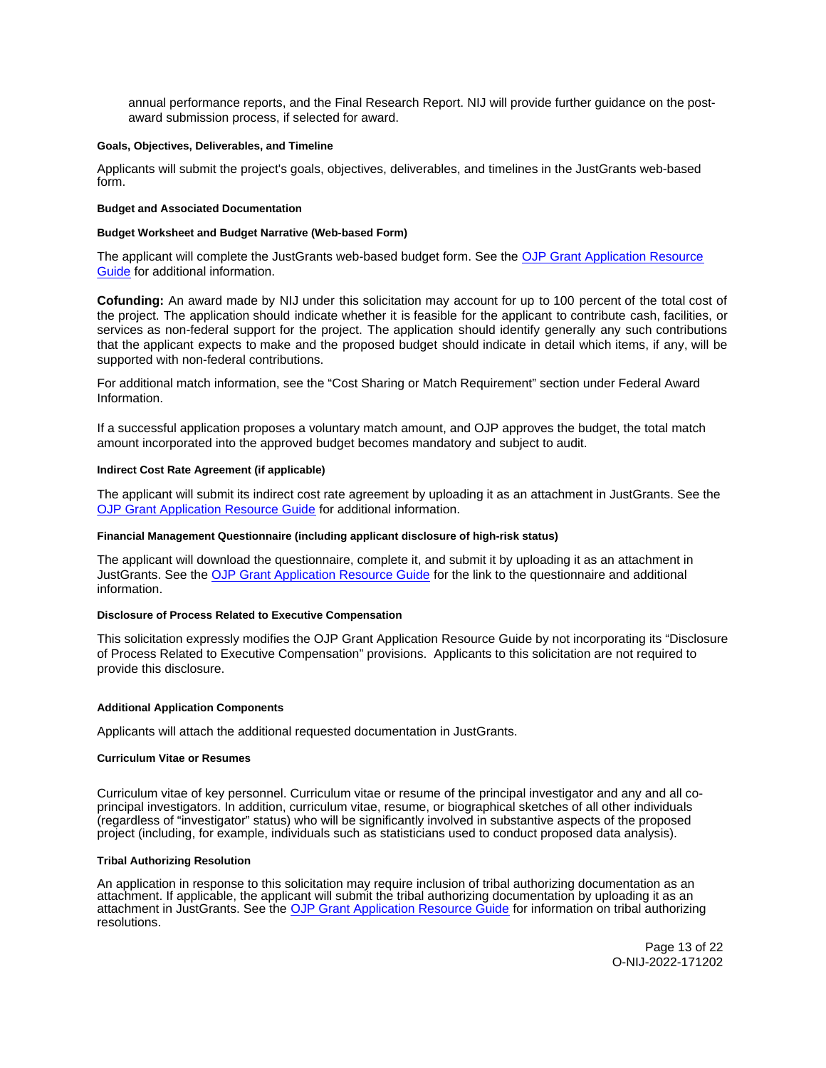annual performance reports, and the Final Research Report. NIJ will provide further guidance on the post-award submission process, if selected for award.

#### Goals, Objectives, Deliverables, and Timeline

Applicants will submit the project's goals, objectives, deliverables, and timelines in the JustGrants web-based form.

#### Budget and Associated Documentation

#### Budget Worksheet and Budget Narrative (Web-based Form)

The applicant will complete the JustGrants web-based budget form. See the [OJP Grant Application Resource Guide](#) for additional information.

**Cofunding:** An award made by NIJ under this solicitation may account for up to 100 percent of the total cost of the project. The application should indicate whether it is feasible for the applicant to contribute cash, facilities, or services as non-federal support for the project. The application should identify generally any such contributions that the applicant expects to make and the proposed budget should indicate in detail which items, if any, will be supported with non-federal contributions.

For additional match information, see the "Cost Sharing or Match Requirement" section under Federal Award Information.

If a successful application proposes a voluntary match amount, and OJP approves the budget, the total match amount incorporated into the approved budget becomes mandatory and subject to audit.

#### Indirect Cost Rate Agreement (if applicable)

The applicant will submit its indirect cost rate agreement by uploading it as an attachment in JustGrants. See the [OJP Grant Application Resource Guide](#) for additional information.

#### Financial Management Questionnaire (including applicant disclosure of high-risk status)

The applicant will download the questionnaire, complete it, and submit it by uploading it as an attachment in JustGrants. See the [OJP Grant Application Resource Guide](#) for the link to the questionnaire and additional information.

#### Disclosure of Process Related to Executive Compensation

This solicitation expressly modifies the OJP Grant Application Resource Guide by not incorporating its "Disclosure of Process Related to Executive Compensation" provisions. Applicants to this solicitation are not required to provide this disclosure.

#### Additional Application Components

Applicants will attach the additional requested documentation in JustGrants.

#### Curriculum Vitae or Resumes

Curriculum vitae of key personnel. Curriculum vitae or resume of the principal investigator and any and all co-principal investigators. In addition, curriculum vitae, resume, or biographical sketches of all other individuals (regardless of "investigator" status) who will be significantly involved in substantive aspects of the proposed project (including, for example, individuals such as statisticians used to conduct proposed data analysis).

#### Tribal Authorizing Resolution

An application in response to this solicitation may require inclusion of tribal authorizing documentation as an attachment. If applicable, the applicant will submit the tribal authorizing documentation by uploading it as an attachment in JustGrants. See the [OJP Grant Application Resource Guide](#) for information on tribal authorizing resolutions.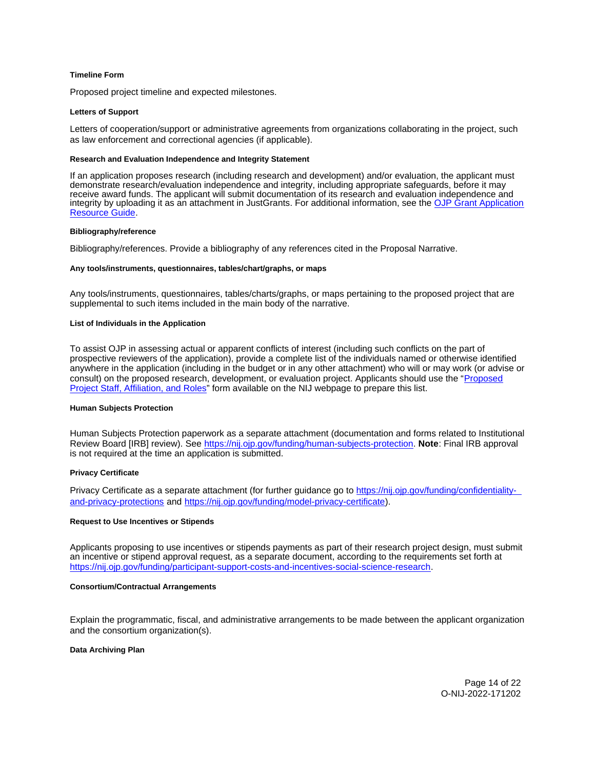#### Timeline Form

Proposed project timeline and expected milestones.

#### Letters of Support

Letters of cooperation/support or administrative agreements from organizations collaborating in the project, such as law enforcement and correctional agencies (if applicable).

#### Research and Evaluation Independence and Integrity Statement

If an application proposes research (including research and development) and/or evaluation, the applicant must demonstrate research/evaluation independence and integrity, including appropriate safeguards, before it may receive award funds. The applicant will submit documentation of its research and evaluation independence and integrity by uploading it as an attachment in JustGrants. For additional information, see the OJP Grant Application Resource Guide.

#### Bibliography/reference

Bibliography/references. Provide a bibliography of any references cited in the Proposal Narrative.

#### Any tools/instruments, questionnaires, tables/chart/graphs, or maps

Any tools/instruments, questionnaires, tables/charts/graphs, or maps pertaining to the proposed project that are supplemental to such items included in the main body of the narrative.

#### List of Individuals in the Application

To assist OJP in assessing actual or apparent conflicts of interest (including such conflicts on the part of prospective reviewers of the application), provide a complete list of the individuals named or otherwise identified anywhere in the application (including in the budget or in any other attachment) who will or may work (or advise or consult) on the proposed research, development, or evaluation project. Applicants should use the "Proposed Project Staff, Affiliation, and Roles" form available on the NIJ webpage to prepare this list.

#### Human Subjects Protection

Human Subjects Protection paperwork as a separate attachment (documentation and forms related to Institutional Review Board [IRB] review). See https://nij.ojp.gov/funding/human-subjects-protection. **Note**: Final IRB approval is not required at the time an application is submitted.

#### Privacy Certificate

Privacy Certificate as a separate attachment (for further guidance go to https://nij.ojp.gov/funding/confidentiality-and-privacy-protections and https://nij.ojp.gov/funding/model-privacy-certificate).

#### Request to Use Incentives or Stipends

Applicants proposing to use incentives or stipends payments as part of their research project design, must submit an incentive or stipend approval request, as a separate document, according to the requirements set forth at https://nij.ojp.gov/funding/participant-support-costs-and-incentives-social-science-research.

#### Consortium/Contractual Arrangements

Explain the programmatic, fiscal, and administrative arrangements to be made between the applicant organization and the consortium organization(s).

#### Data Archiving Plan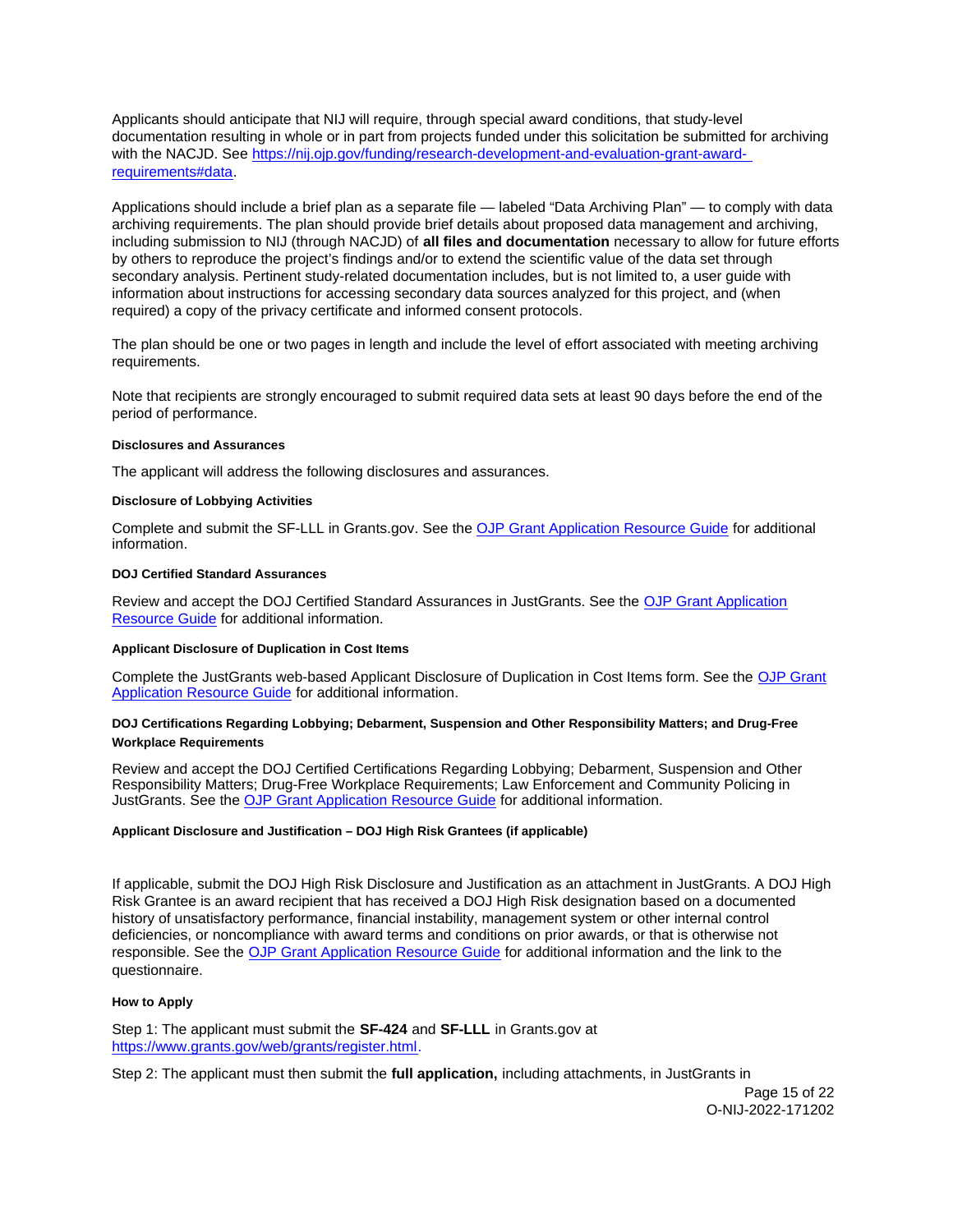Applicants should anticipate that NIJ will require, through special award conditions, that study-level documentation resulting in whole or in part from projects funded under this solicitation be submitted for archiving with the NACJD. See [https://nij.ojp.gov/funding/research-development-and-evaluation-grant-award-requirements#data](https://nij.ojp.gov/funding/research-development-and-evaluation-grant-award-requirements#data).

Applications should include a brief plan as a separate file — labeled "Data Archiving Plan" — to comply with data archiving requirements. The plan should provide brief details about proposed data management and archiving, including submission to NIJ (through NACJD) of **all files and documentation** necessary to allow for future efforts by others to reproduce the project's findings and/or to extend the scientific value of the data set through secondary analysis. Pertinent study-related documentation includes, but is not limited to, a user guide with information about instructions for accessing secondary data sources analyzed for this project, and (when required) a copy of the privacy certificate and informed consent protocols.

The plan should be one or two pages in length and include the level of effort associated with meeting archiving requirements.

Note that recipients are strongly encouraged to submit required data sets at least 90 days before the end of the period of performance.

#### Disclosures and Assurances

The applicant will address the following disclosures and assurances.

#### Disclosure of Lobbying Activities

Complete and submit the SF-LLL in Grants.gov. See the OJP Grant Application Resource Guide for additional information.

#### DOJ Certified Standard Assurances

Review and accept the DOJ Certified Standard Assurances in JustGrants. See the OJP Grant Application Resource Guide for additional information.

#### Applicant Disclosure of Duplication in Cost Items

Complete the JustGrants web-based Applicant Disclosure of Duplication in Cost Items form. See the OJP Grant Application Resource Guide for additional information.

#### DOJ Certifications Regarding Lobbying; Debarment, Suspension and Other Responsibility Matters; and Drug-Free Workplace Requirements

Review and accept the DOJ Certified Certifications Regarding Lobbying; Debarment, Suspension and Other Responsibility Matters; Drug-Free Workplace Requirements; Law Enforcement and Community Policing in JustGrants. See the OJP Grant Application Resource Guide for additional information.

#### Applicant Disclosure and Justification – DOJ High Risk Grantees (if applicable)

If applicable, submit the DOJ High Risk Disclosure and Justification as an attachment in JustGrants. A DOJ High Risk Grantee is an award recipient that has received a DOJ High Risk designation based on a documented history of unsatisfactory performance, financial instability, management system or other internal control deficiencies, or noncompliance with award terms and conditions on prior awards, or that is otherwise not responsible. See the OJP Grant Application Resource Guide for additional information and the link to the questionnaire.

#### How to Apply

Step 1: The applicant must submit the **SF-424** and **SF-LLL** in Grants.gov at [https://www.grants.gov/web/grants/register.html](https://www.grants.gov/web/grants/register.html).

Step 2: The applicant must then submit the **full application,** including attachments, in JustGrants in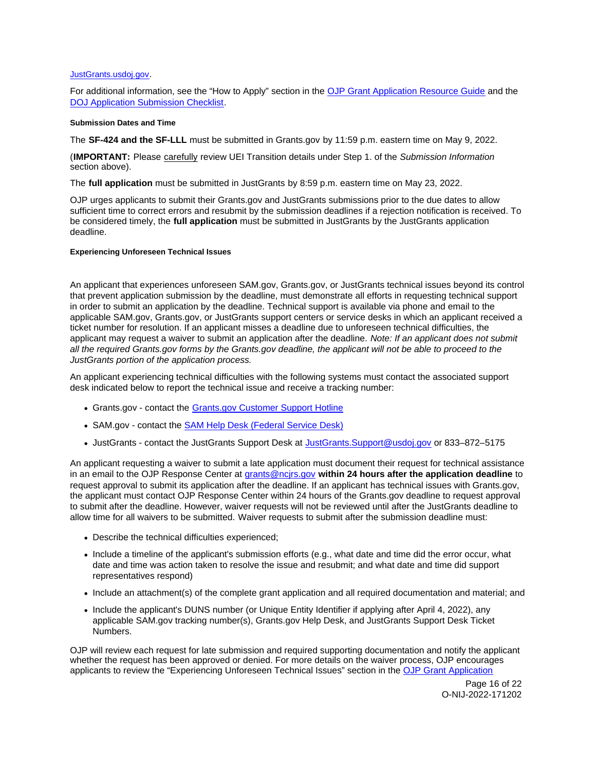JustGrants.usdoj.gov.

For additional information, see the "How to Apply" section in the OJP Grant Application Resource Guide and the DOJ Application Submission Checklist.

#### Submission Dates and Time

The **SF-424 and the SF-LLL** must be submitted in Grants.gov by 11:59 p.m. eastern time on May 9, 2022.

(**IMPORTANT:** Please carefully review UEI Transition details under Step 1. of the *Submission Information* section above).

The **full application** must be submitted in JustGrants by 8:59 p.m. eastern time on May 23, 2022.

OJP urges applicants to submit their Grants.gov and JustGrants submissions prior to the due dates to allow sufficient time to correct errors and resubmit by the submission deadlines if a rejection notification is received. To be considered timely, the **full application** must be submitted in JustGrants by the JustGrants application deadline.

#### Experiencing Unforeseen Technical Issues

An applicant that experiences unforeseen SAM.gov, Grants.gov, or JustGrants technical issues beyond its control that prevent application submission by the deadline, must demonstrate all efforts in requesting technical support in order to submit an application by the deadline. Technical support is available via phone and email to the applicable SAM.gov, Grants.gov, or JustGrants support centers or service desks in which an applicant received a ticket number for resolution. If an applicant misses a deadline due to unforeseen technical difficulties, the applicant may request a waiver to submit an application after the deadline. *Note: If an applicant does not submit all the required Grants.gov forms by the Grants.gov deadline, the applicant will not be able to proceed to the JustGrants portion of the application process.*

An applicant experiencing technical difficulties with the following systems must contact the associated support desk indicated below to report the technical issue and receive a tracking number:

- Grants.gov - contact the Grants.gov Customer Support Hotline
- SAM.gov - contact the SAM Help Desk (Federal Service Desk)
- JustGrants - contact the JustGrants Support Desk at JustGrants.Support@usdoj.gov or 833–872–5175

An applicant requesting a waiver to submit a late application must document their request for technical assistance in an email to the OJP Response Center at grants@ncjrs.gov **within 24 hours after the application deadline** to request approval to submit its application after the deadline. If an applicant has technical issues with Grants.gov, the applicant must contact OJP Response Center within 24 hours of the Grants.gov deadline to request approval to submit after the deadline. However, waiver requests will not be reviewed until after the JustGrants deadline to allow time for all waivers to be submitted. Waiver requests to submit after the submission deadline must:

- Describe the technical difficulties experienced;
- Include a timeline of the applicant's submission efforts (e.g., what date and time did the error occur, what date and time was action taken to resolve the issue and resubmit; and what date and time did support representatives respond)
- Include an attachment(s) of the complete grant application and all required documentation and material; and
- Include the applicant's DUNS number (or Unique Entity Identifier if applying after April 4, 2022), any applicable SAM.gov tracking number(s), Grants.gov Help Desk, and JustGrants Support Desk Ticket Numbers.

OJP will review each request for late submission and required supporting documentation and notify the applicant whether the request has been approved or denied. For more details on the waiver process, OJP encourages applicants to review the "Experiencing Unforeseen Technical Issues" section in the OJP Grant Application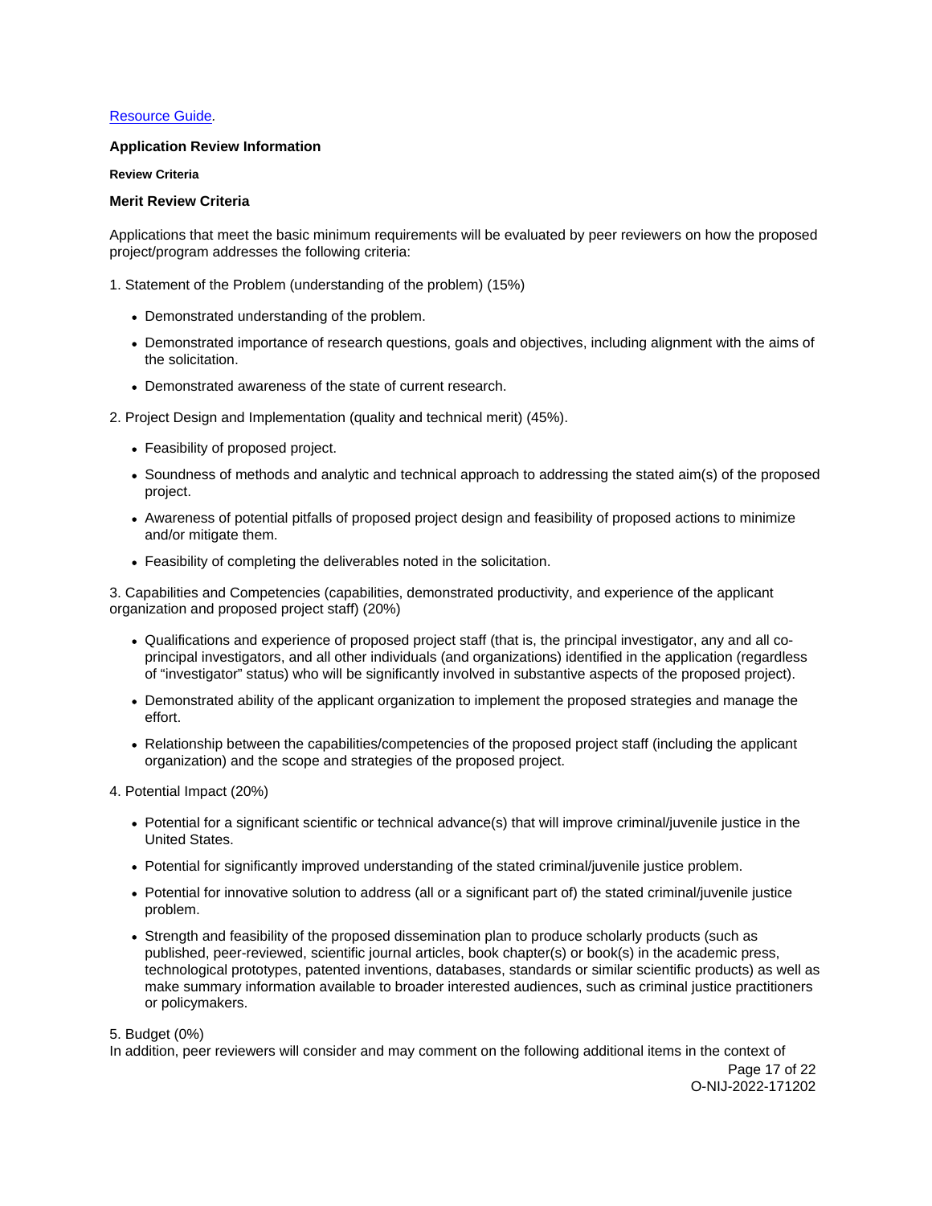[Resource Guide](#).

### Application Review Information

#### Review Criteria

### Merit Review Criteria

Applications that meet the basic minimum requirements will be evaluated by peer reviewers on how the proposed project/program addresses the following criteria:

1. Statement of the Problem (understanding of the problem) (15%)

- Demonstrated understanding of the problem.
- Demonstrated importance of research questions, goals and objectives, including alignment with the aims of the solicitation.
- Demonstrated awareness of the state of current research.

2. Project Design and Implementation (quality and technical merit) (45%).

- Feasibility of proposed project.
- Soundness of methods and analytic and technical approach to addressing the stated aim(s) of the proposed project.
- Awareness of potential pitfalls of proposed project design and feasibility of proposed actions to minimize and/or mitigate them.
- Feasibility of completing the deliverables noted in the solicitation.

3. Capabilities and Competencies (capabilities, demonstrated productivity, and experience of the applicant organization and proposed project staff) (20%)

- Qualifications and experience of proposed project staff (that is, the principal investigator, any and all co-principal investigators, and all other individuals (and organizations) identified in the application (regardless of "investigator" status) who will be significantly involved in substantive aspects of the proposed project).
- Demonstrated ability of the applicant organization to implement the proposed strategies and manage the effort.
- Relationship between the capabilities/competencies of the proposed project staff (including the applicant organization) and the scope and strategies of the proposed project.

4. Potential Impact (20%)

- Potential for a significant scientific or technical advance(s) that will improve criminal/juvenile justice in the United States.
- Potential for significantly improved understanding of the stated criminal/juvenile justice problem.
- Potential for innovative solution to address (all or a significant part of) the stated criminal/juvenile justice problem.
- Strength and feasibility of the proposed dissemination plan to produce scholarly products (such as published, peer-reviewed, scientific journal articles, book chapter(s) or book(s) in the academic press, technological prototypes, patented inventions, databases, standards or similar scientific products) as well as make summary information available to broader interested audiences, such as criminal justice practitioners or policymakers.

5. Budget (0%)
In addition, peer reviewers will consider and may comment on the following additional items in the context of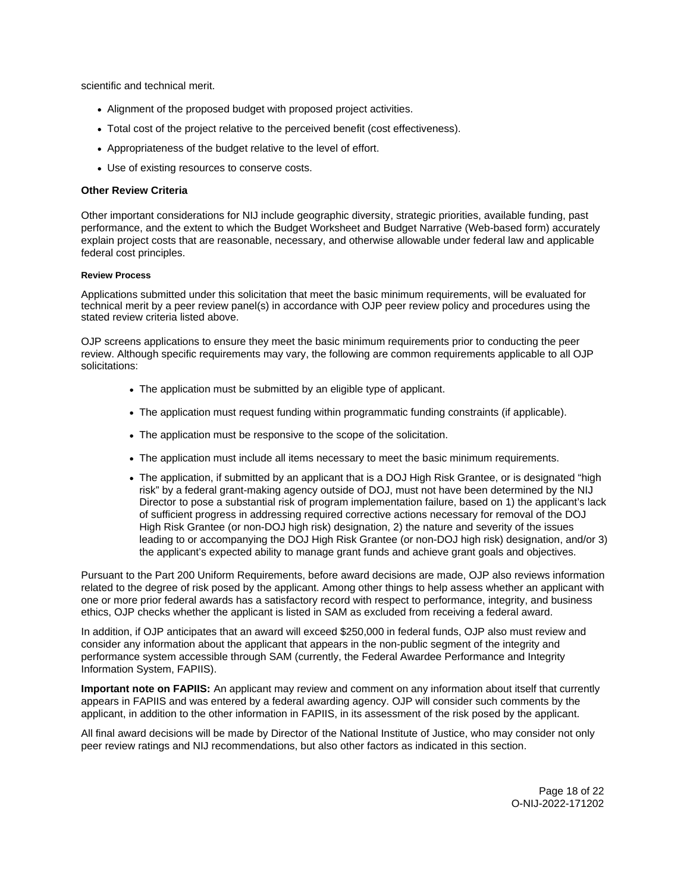scientific and technical merit.

- Alignment of the proposed budget with proposed project activities.
- Total cost of the project relative to the perceived benefit (cost effectiveness).
- Appropriateness of the budget relative to the level of effort.
- Use of existing resources to conserve costs.

### Other Review Criteria

Other important considerations for NIJ include geographic diversity, strategic priorities, available funding, past performance, and the extent to which the Budget Worksheet and Budget Narrative (Web-based form) accurately explain project costs that are reasonable, necessary, and otherwise allowable under federal law and applicable federal cost principles.

#### Review Process

Applications submitted under this solicitation that meet the basic minimum requirements, will be evaluated for technical merit by a peer review panel(s) in accordance with OJP peer review policy and procedures using the stated review criteria listed above.

OJP screens applications to ensure they meet the basic minimum requirements prior to conducting the peer review. Although specific requirements may vary, the following are common requirements applicable to all OJP solicitations:

- The application must be submitted by an eligible type of applicant.
- The application must request funding within programmatic funding constraints (if applicable).
- The application must be responsive to the scope of the solicitation.
- The application must include all items necessary to meet the basic minimum requirements.
- The application, if submitted by an applicant that is a DOJ High Risk Grantee, or is designated "high risk" by a federal grant-making agency outside of DOJ, must not have been determined by the NIJ Director to pose a substantial risk of program implementation failure, based on 1) the applicant's lack of sufficient progress in addressing required corrective actions necessary for removal of the DOJ High Risk Grantee (or non-DOJ high risk) designation, 2) the nature and severity of the issues leading to or accompanying the DOJ High Risk Grantee (or non-DOJ high risk) designation, and/or 3) the applicant's expected ability to manage grant funds and achieve grant goals and objectives.

Pursuant to the Part 200 Uniform Requirements, before award decisions are made, OJP also reviews information related to the degree of risk posed by the applicant. Among other things to help assess whether an applicant with one or more prior federal awards has a satisfactory record with respect to performance, integrity, and business ethics, OJP checks whether the applicant is listed in SAM as excluded from receiving a federal award.

In addition, if OJP anticipates that an award will exceed $250,000 in federal funds, OJP also must review and consider any information about the applicant that appears in the non-public segment of the integrity and performance system accessible through SAM (currently, the Federal Awardee Performance and Integrity Information System, FAPIIS).

**Important note on FAPIIS:** An applicant may review and comment on any information about itself that currently appears in FAPIIS and was entered by a federal awarding agency. OJP will consider such comments by the applicant, in addition to the other information in FAPIIS, in its assessment of the risk posed by the applicant.

All final award decisions will be made by Director of the National Institute of Justice, who may consider not only peer review ratings and NIJ recommendations, but also other factors as indicated in this section.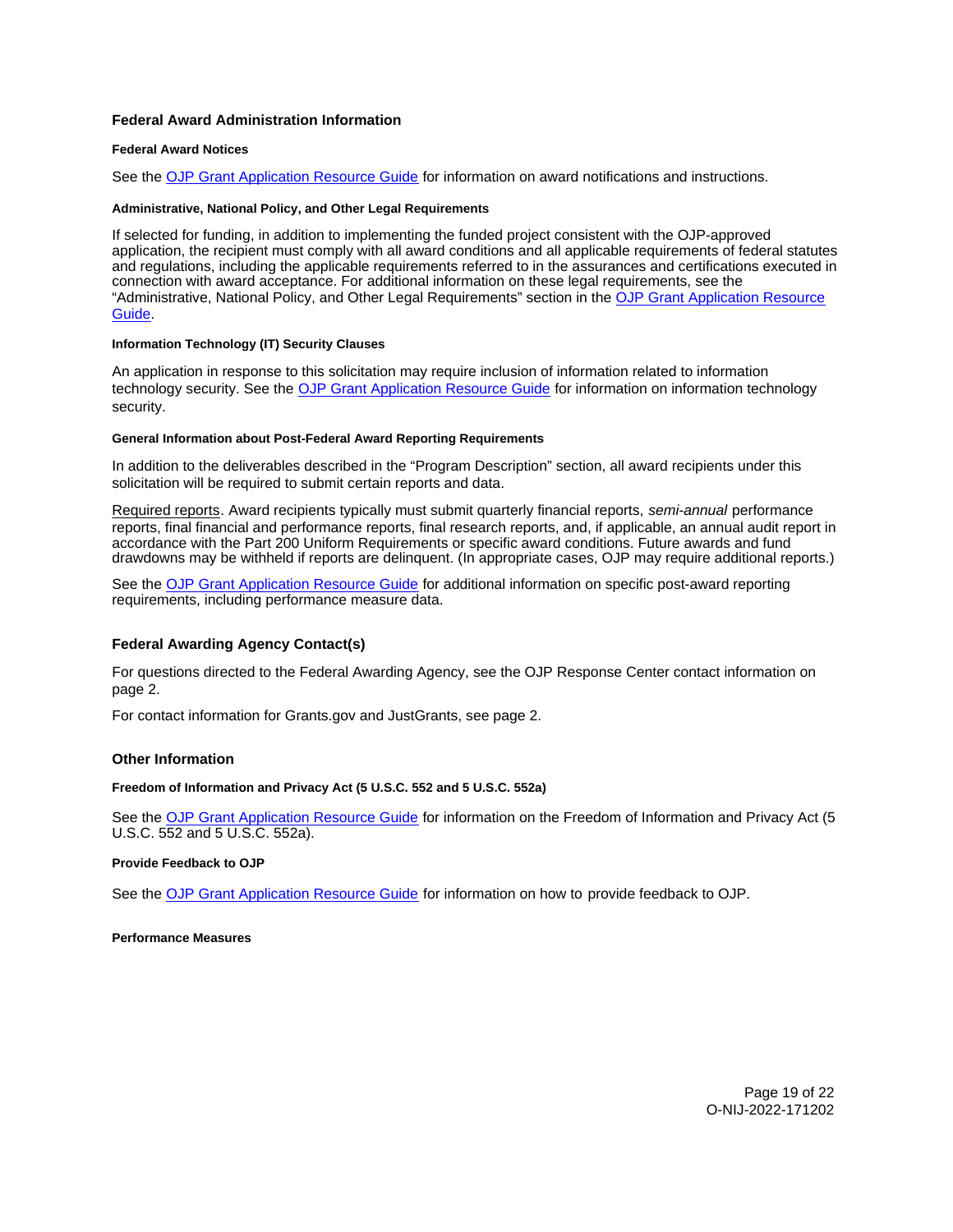## Federal Award Administration Information

#### Federal Award Notices

See the OJP Grant Application Resource Guide for information on award notifications and instructions.

#### Administrative, National Policy, and Other Legal Requirements

If selected for funding, in addition to implementing the funded project consistent with the OJP-approved application, the recipient must comply with all award conditions and all applicable requirements of federal statutes and regulations, including the applicable requirements referred to in the assurances and certifications executed in connection with award acceptance. For additional information on these legal requirements, see the "Administrative, National Policy, and Other Legal Requirements" section in the OJP Grant Application Resource Guide.

#### Information Technology (IT) Security Clauses

An application in response to this solicitation may require inclusion of information related to information technology security. See the OJP Grant Application Resource Guide for information on information technology security.

#### General Information about Post-Federal Award Reporting Requirements

In addition to the deliverables described in the "Program Description" section, all award recipients under this solicitation will be required to submit certain reports and data.

Required reports. Award recipients typically must submit quarterly financial reports, *semi-annual* performance reports, final financial and performance reports, final research reports, and, if applicable, an annual audit report in accordance with the Part 200 Uniform Requirements or specific award conditions. Future awards and fund drawdowns may be withheld if reports are delinquent. (In appropriate cases, OJP may require additional reports.)

See the OJP Grant Application Resource Guide for additional information on specific post-award reporting requirements, including performance measure data.

## Federal Awarding Agency Contact(s)

For questions directed to the Federal Awarding Agency, see the OJP Response Center contact information on page 2.

For contact information for Grants.gov and JustGrants, see page 2.

## Other Information

#### Freedom of Information and Privacy Act (5 U.S.C. 552 and 5 U.S.C. 552a)

See the OJP Grant Application Resource Guide for information on the Freedom of Information and Privacy Act (5 U.S.C. 552 and 5 U.S.C. 552a).

#### Provide Feedback to OJP

See the OJP Grant Application Resource Guide for information on how to provide feedback to OJP.

#### Performance Measures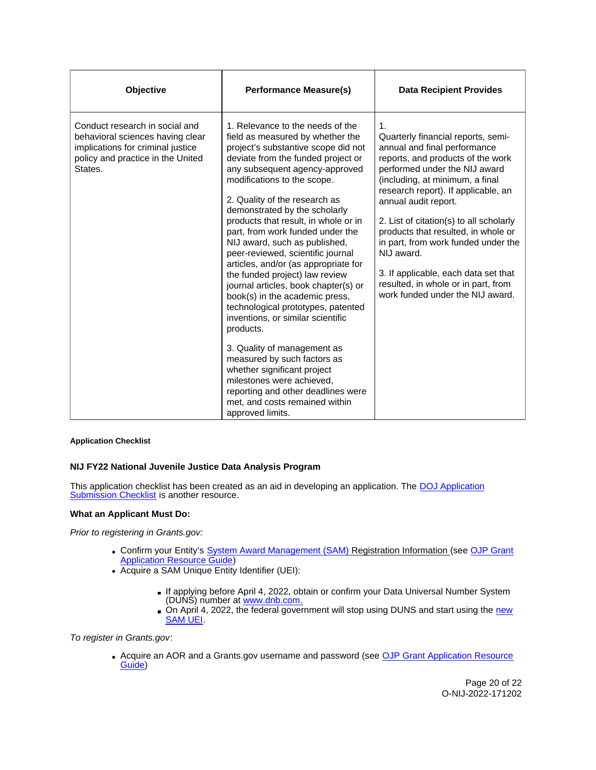| Objective | Performance Measure(s) | Data Recipient Provides |
| --- | --- | --- |
| Conduct research in social and behavioral sciences having clear implications for criminal justice policy and practice in the United States. | 1. Relevance to the needs of the field as measured by whether the project's substantive scope did not deviate from the funded project or any subsequent agency-approved modifications to the scope.<br><br>2. Quality of the research as demonstrated by the scholarly products that result, in whole or in part, from work funded under the NIJ award, such as published, peer-reviewed, scientific journal articles, and/or (as appropriate for the funded project) law review journal articles, book chapter(s) or book(s) in the academic press, technological prototypes, patented inventions, or similar scientific products.<br><br>3. Quality of management as measured by such factors as whether significant project milestones were achieved, reporting and other deadlines were met, and costs remained within approved limits. | 1.<br>Quarterly financial reports, semi-annual and final performance reports, and products of the work performed under the NIJ award (including, at minimum, a final research report). If applicable, an annual audit report.<br><br>2. List of citation(s) to all scholarly products that resulted, in whole or in part, from work funded under the NIJ award.<br><br>3. If applicable, each data set that resulted, in whole or in part, from work funded under the NIJ award. |

#### Application Checklist

### NIJ FY22 National Juvenile Justice Data Analysis Program

This application checklist has been created as an aid in developing an application. The DOJ Application Submission Checklist is another resource.

**What an Applicant Must Do:**

*Prior to registering in Grants.gov:*

- Confirm your Entity's System Award Management (SAM) Registration Information (see OJP Grant Application Resource Guide)
- Acquire a SAM Unique Entity Identifier (UEI):
  - If applying before April 4, 2022, obtain or confirm your Data Universal Number System (DUNS) number at www.dnb.com.
  - On April 4, 2022, the federal government will stop using DUNS and start using the new SAM UEI.

*To register in Grants.gov*:

- Acquire an AOR and a Grants.gov username and password (see OJP Grant Application Resource Guide)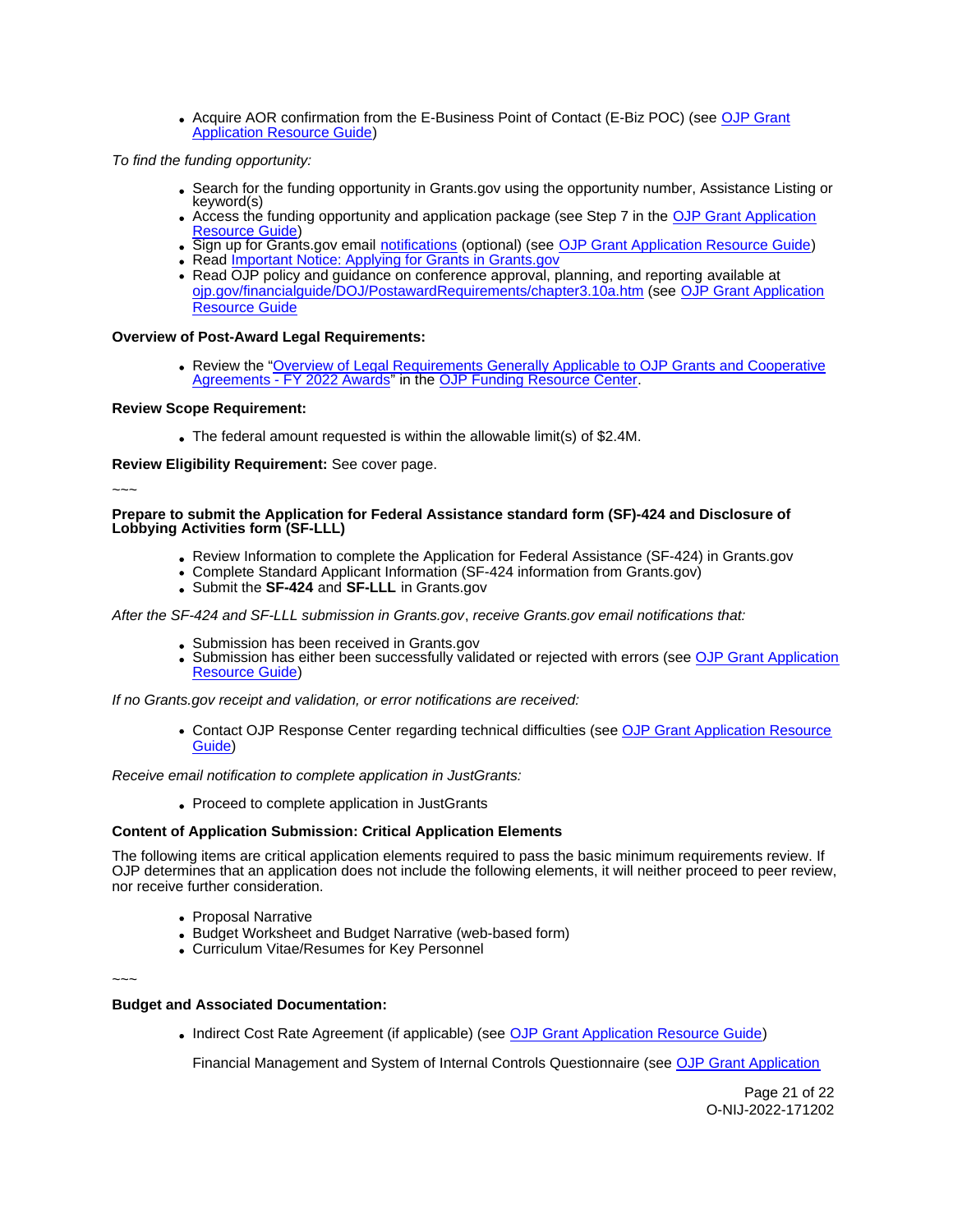- Acquire AOR confirmation from the E-Business Point of Contact (E-Biz POC) (see OJP Grant Application Resource Guide)

*To find the funding opportunity:*

- Search for the funding opportunity in Grants.gov using the opportunity number, Assistance Listing or keyword(s)
- Access the funding opportunity and application package (see Step 7 in the OJP Grant Application Resource Guide)
- Sign up for Grants.gov email notifications (optional) (see OJP Grant Application Resource Guide)
- Read Important Notice: Applying for Grants in Grants.gov
- Read OJP policy and guidance on conference approval, planning, and reporting available at ojp.gov/financialguide/DOJ/PostawardRequirements/chapter3.10a.htm (see OJP Grant Application Resource Guide

**Overview of Post-Award Legal Requirements:**

- Review the "Overview of Legal Requirements Generally Applicable to OJP Grants and Cooperative Agreements - FY 2022 Awards" in the OJP Funding Resource Center.

**Review Scope Requirement:**

- The federal amount requested is within the allowable limit(s) of $2.4M.

**Review Eligibility Requirement:** See cover page.

~~~

**Prepare to submit the Application for Federal Assistance standard form (SF)-424 and Disclosure of Lobbying Activities form (SF-LLL)**

- Review Information to complete the Application for Federal Assistance (SF-424) in Grants.gov
- Complete Standard Applicant Information (SF-424 information from Grants.gov)
- Submit the **SF-424** and **SF-LLL** in Grants.gov

*After the SF-424 and SF-LLL submission in Grants.gov, receive Grants.gov email notifications that:*

- Submission has been received in Grants.gov
- Submission has either been successfully validated or rejected with errors (see OJP Grant Application Resource Guide)

*If no Grants.gov receipt and validation, or error notifications are received:*

- Contact OJP Response Center regarding technical difficulties (see OJP Grant Application Resource Guide)

*Receive email notification to complete application in JustGrants:*

- Proceed to complete application in JustGrants

**Content of Application Submission: Critical Application Elements**

The following items are critical application elements required to pass the basic minimum requirements review. If OJP determines that an application does not include the following elements, it will neither proceed to peer review, nor receive further consideration.

- Proposal Narrative
- Budget Worksheet and Budget Narrative (web-based form)
- Curriculum Vitae/Resumes for Key Personnel

~~~

**Budget and Associated Documentation:**

- Indirect Cost Rate Agreement (if applicable) (see OJP Grant Application Resource Guide)

  Financial Management and System of Internal Controls Questionnaire (see OJP Grant Application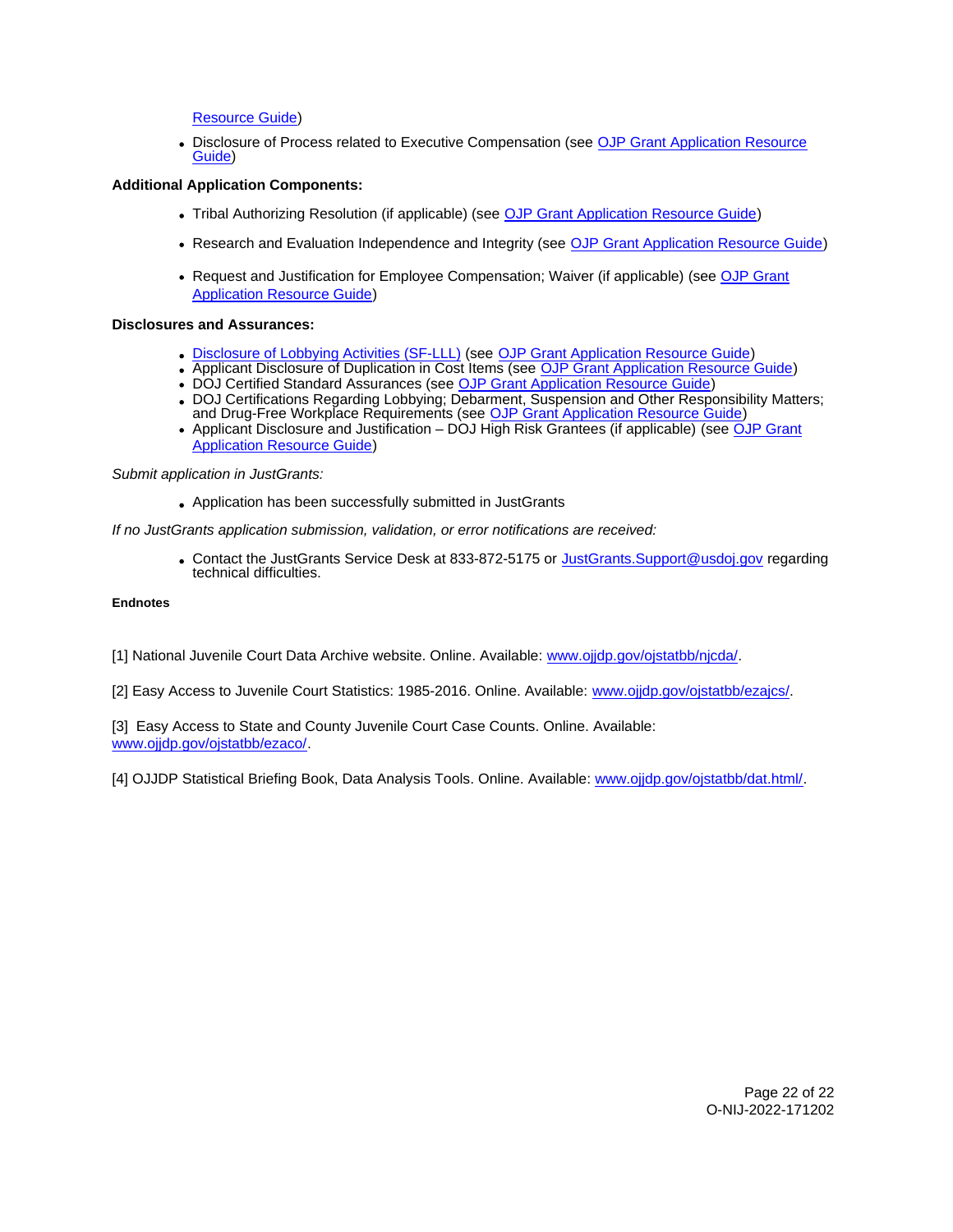Resource Guide)

- Disclosure of Process related to Executive Compensation (see OJP Grant Application Resource Guide)

**Additional Application Components:**

- Tribal Authorizing Resolution (if applicable) (see OJP Grant Application Resource Guide)
- Research and Evaluation Independence and Integrity (see OJP Grant Application Resource Guide)
- Request and Justification for Employee Compensation; Waiver (if applicable) (see OJP Grant Application Resource Guide)

**Disclosures and Assurances:**

- Disclosure of Lobbying Activities (SF-LLL) (see OJP Grant Application Resource Guide)
- Applicant Disclosure of Duplication in Cost Items (see OJP Grant Application Resource Guide)
- DOJ Certified Standard Assurances (see OJP Grant Application Resource Guide)
- DOJ Certifications Regarding Lobbying; Debarment, Suspension and Other Responsibility Matters; and Drug-Free Workplace Requirements (see OJP Grant Application Resource Guide)
- Applicant Disclosure and Justification – DOJ High Risk Grantees (if applicable) (see OJP Grant Application Resource Guide)

*Submit application in JustGrants:*

- Application has been successfully submitted in JustGrants

*If no JustGrants application submission, validation, or error notifications are received:*

- Contact the JustGrants Service Desk at 833-872-5175 or JustGrants.Support@usdoj.gov regarding technical difficulties.

**Endnotes**

[1] National Juvenile Court Data Archive website. Online. Available: www.ojjdp.gov/ojstatbb/njcda/.

[2] Easy Access to Juvenile Court Statistics: 1985-2016. Online. Available: www.ojjdp.gov/ojstatbb/ezajcs/.

[3] Easy Access to State and County Juvenile Court Case Counts. Online. Available: www.ojjdp.gov/ojstatbb/ezaco/.

[4] OJJDP Statistical Briefing Book, Data Analysis Tools. Online. Available: www.ojjdp.gov/ojstatbb/dat.html/.